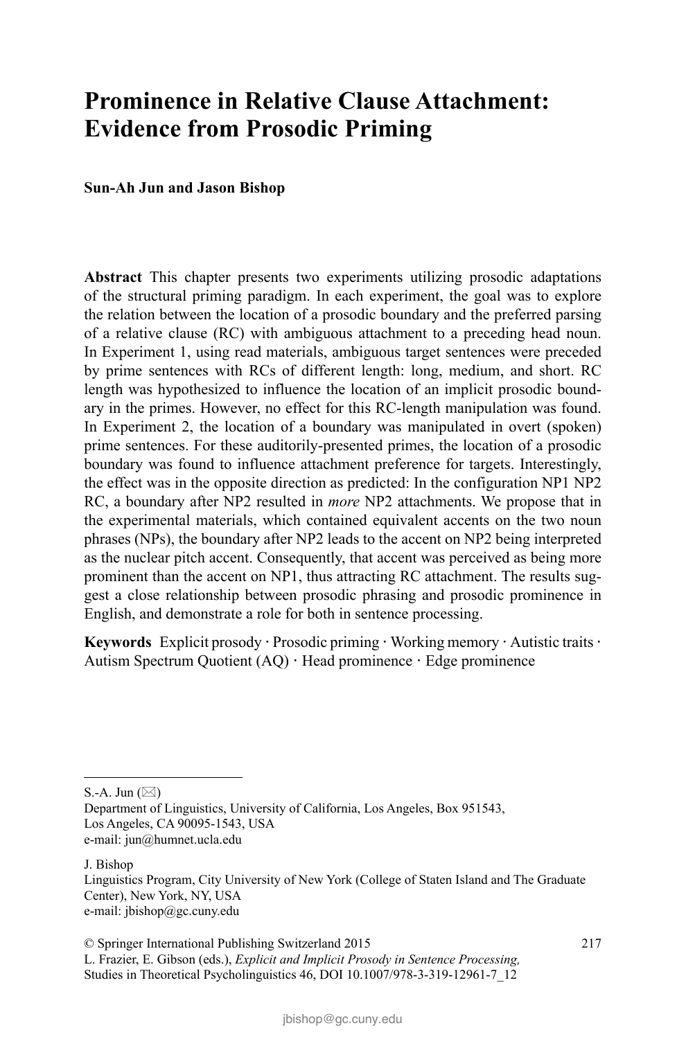# Prominence in Relative Clause Attachment: Evidence from Prosodic Priming

**Sun-Ah Jun and Jason Bishop**

**Abstract** This chapter presents two experiments utilizing prosodic adaptations of the structural priming paradigm. In each experiment, the goal was to explore the relation between the location of a prosodic boundary and the preferred parsing of a relative clause (RC) with ambiguous attachment to a preceding head noun. In Experiment 1, using read materials, ambiguous target sentences were preceded by prime sentences with RCs of different length: long, medium, and short. RC length was hypothesized to influence the location of an implicit prosodic boundary in the primes. However, no effect for this RC-length manipulation was found. In Experiment 2, the location of a boundary was manipulated in overt (spoken) prime sentences. For these auditorily-presented primes, the location of a prosodic boundary was found to influence attachment preference for targets. Interestingly, the effect was in the opposite direction as predicted: In the configuration NP1 NP2 RC, a boundary after NP2 resulted in *more* NP2 attachments. We propose that in the experimental materials, which contained equivalent accents on the two noun phrases (NPs), the boundary after NP2 leads to the accent on NP2 being interpreted as the nuclear pitch accent. Consequently, that accent was perceived as being more prominent than the accent on NP1, thus attracting RC attachment. The results suggest a close relationship between prosodic phrasing and prosodic prominence in English, and demonstrate a role for both in sentence processing.

**Keywords** Explicit prosody · Prosodic priming · Working memory · Autistic traits · Autism Spectrum Quotient (AQ) · Head prominence · Edge prominence

---

S.-A. Jun (✉)
Department of Linguistics, University of California, Los Angeles, Box 951543, Los Angeles, CA 90095-1543, USA
e-mail: jun@humnet.ucla.edu

J. Bishop
Linguistics Program, City University of New York (College of Staten Island and The Graduate Center), New York, NY, USA
e-mail: jbishop@gc.cuny.edu

© Springer International Publishing Switzerland 2015
L. Frazier, E. Gibson (eds.), *Explicit and Implicit Prosody in Sentence Processing*, Studies in Theoretical Psycholinguistics 46, DOI 10.1007/978-3-319-12961-7_12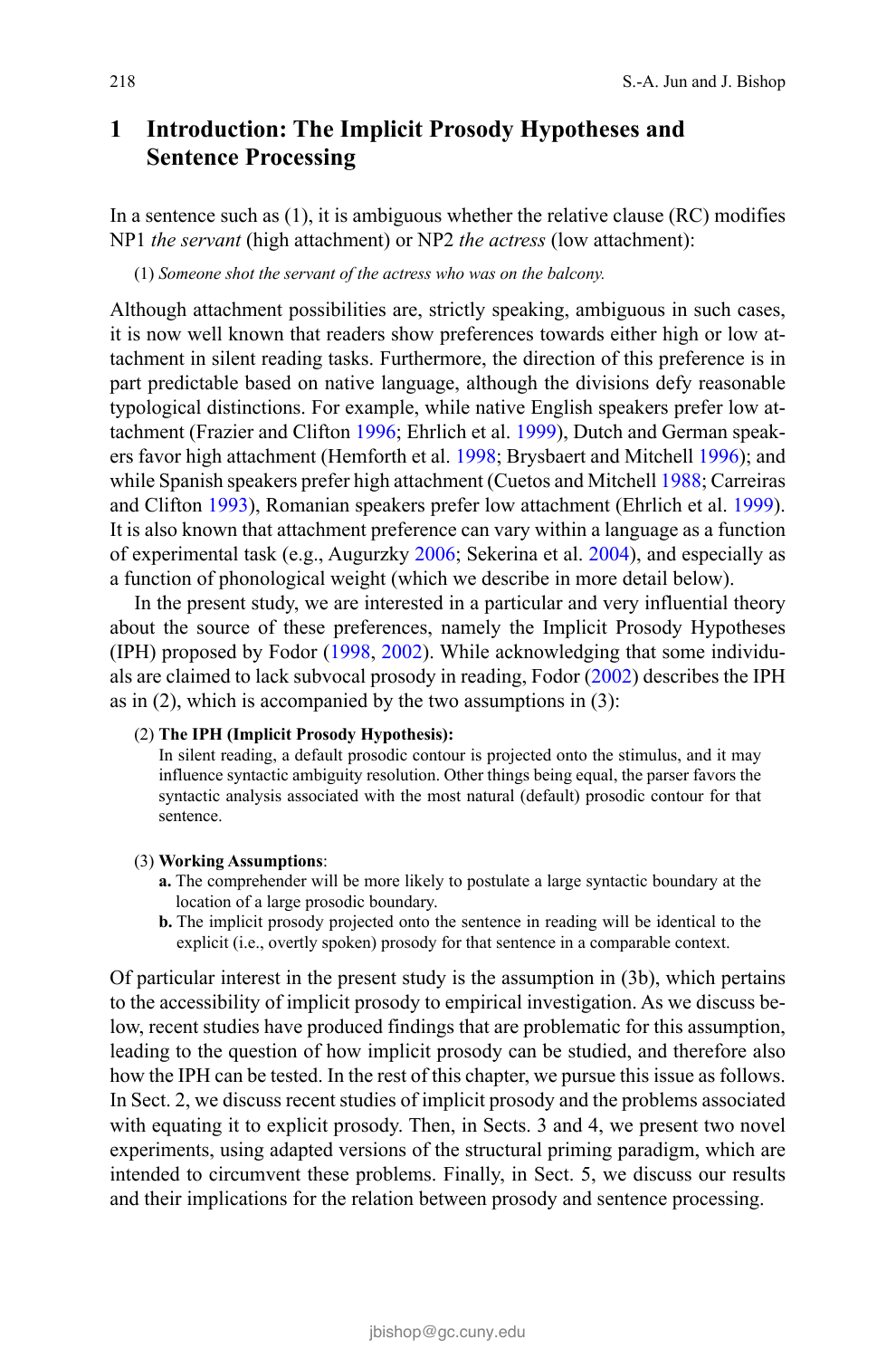## 1 Introduction: The Implicit Prosody Hypotheses and Sentence Processing

In a sentence such as (1), it is ambiguous whether the relative clause (RC) modifies NP1 *the servant* (high attachment) or NP2 *the actress* (low attachment):

(1) *Someone shot the servant of the actress who was on the balcony.*

Although attachment possibilities are, strictly speaking, ambiguous in such cases, it is now well known that readers show preferences towards either high or low attachment in silent reading tasks. Furthermore, the direction of this preference is in part predictable based on native language, although the divisions defy reasonable typological distinctions. For example, while native English speakers prefer low attachment (Frazier and Clifton 1996; Ehrlich et al. 1999), Dutch and German speakers favor high attachment (Hemforth et al. 1998; Brysbaert and Mitchell 1996); and while Spanish speakers prefer high attachment (Cuetos and Mitchell 1988; Carreiras and Clifton 1993), Romanian speakers prefer low attachment (Ehrlich et al. 1999). It is also known that attachment preference can vary within a language as a function of experimental task (e.g., Augurzky 2006; Sekerina et al. 2004), and especially as a function of phonological weight (which we describe in more detail below).

In the present study, we are interested in a particular and very influential theory about the source of these preferences, namely the Implicit Prosody Hypotheses (IPH) proposed by Fodor (1998, 2002). While acknowledging that some individuals are claimed to lack subvocal prosody in reading, Fodor (2002) describes the IPH as in (2), which is accompanied by the two assumptions in (3):

(2) **The IPH (Implicit Prosody Hypothesis):**
In silent reading, a default prosodic contour is projected onto the stimulus, and it may influence syntactic ambiguity resolution. Other things being equal, the parser favors the syntactic analysis associated with the most natural (default) prosodic contour for that sentence.

(3) **Working Assumptions**:
**a.** The comprehender will be more likely to postulate a large syntactic boundary at the location of a large prosodic boundary.
**b.** The implicit prosody projected onto the sentence in reading will be identical to the explicit (i.e., overtly spoken) prosody for that sentence in a comparable context.

Of particular interest in the present study is the assumption in (3b), which pertains to the accessibility of implicit prosody to empirical investigation. As we discuss below, recent studies have produced findings that are problematic for this assumption, leading to the question of how implicit prosody can be studied, and therefore also how the IPH can be tested. In the rest of this chapter, we pursue this issue as follows. In Sect. 2, we discuss recent studies of implicit prosody and the problems associated with equating it to explicit prosody. Then, in Sects. 3 and 4, we present two novel experiments, using adapted versions of the structural priming paradigm, which are intended to circumvent these problems. Finally, in Sect. 5, we discuss our results and their implications for the relation between prosody and sentence processing.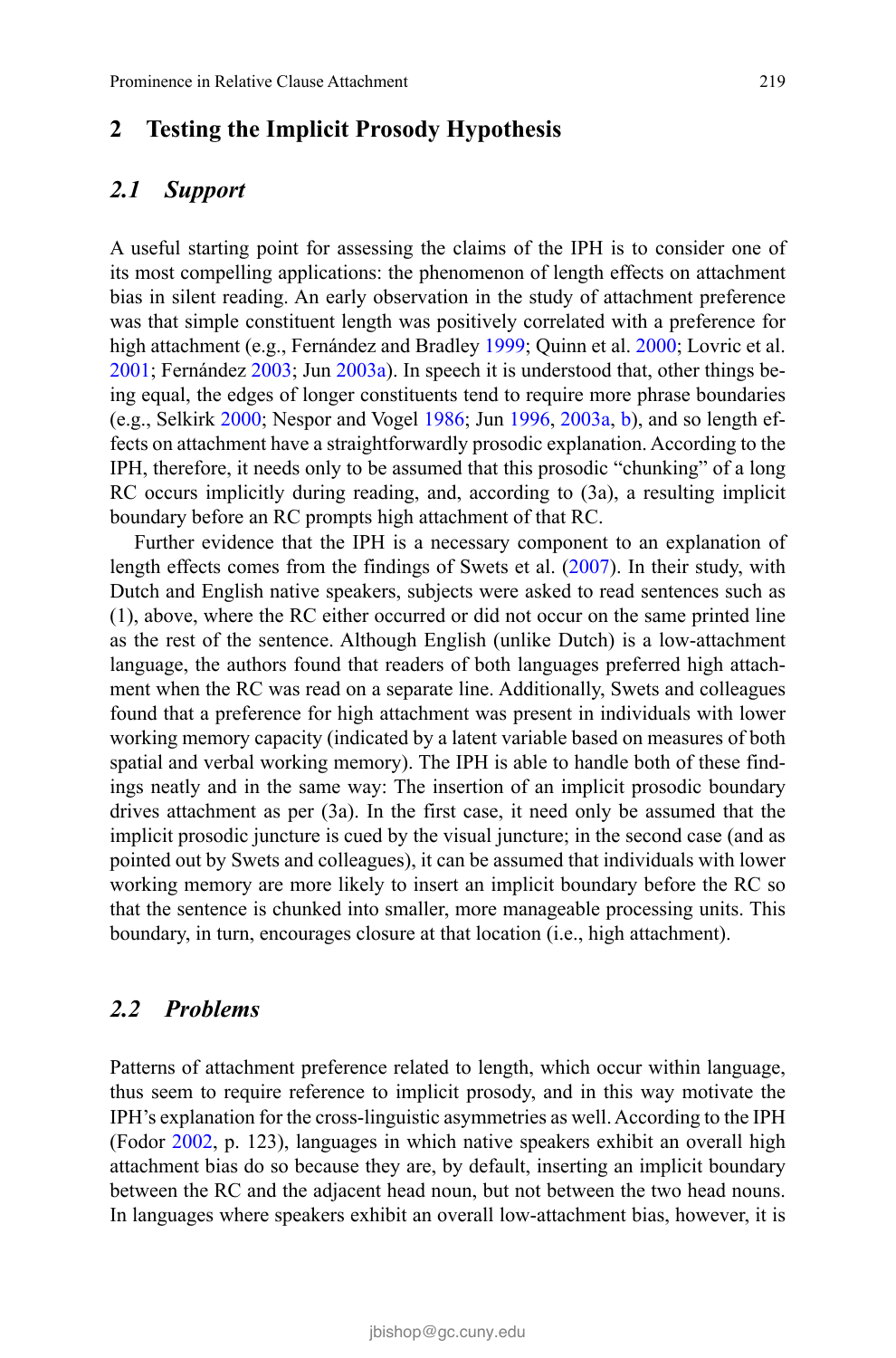## 2 Testing the Implicit Prosody Hypothesis

### *2.1 Support*

A useful starting point for assessing the claims of the IPH is to consider one of its most compelling applications: the phenomenon of length effects on attachment bias in silent reading. An early observation in the study of attachment preference was that simple constituent length was positively correlated with a preference for high attachment (e.g., Fernández and Bradley 1999; Quinn et al. 2000; Lovric et al. 2001; Fernández 2003; Jun 2003a). In speech it is understood that, other things being equal, the edges of longer constituents tend to require more phrase boundaries (e.g., Selkirk 2000; Nespor and Vogel 1986; Jun 1996, 2003a, b), and so length effects on attachment have a straightforwardly prosodic explanation. According to the IPH, therefore, it needs only to be assumed that this prosodic "chunking" of a long RC occurs implicitly during reading, and, according to (3a), a resulting implicit boundary before an RC prompts high attachment of that RC.

Further evidence that the IPH is a necessary component to an explanation of length effects comes from the findings of Swets et al. (2007). In their study, with Dutch and English native speakers, subjects were asked to read sentences such as (1), above, where the RC either occurred or did not occur on the same printed line as the rest of the sentence. Although English (unlike Dutch) is a low-attachment language, the authors found that readers of both languages preferred high attachment when the RC was read on a separate line. Additionally, Swets and colleagues found that a preference for high attachment was present in individuals with lower working memory capacity (indicated by a latent variable based on measures of both spatial and verbal working memory). The IPH is able to handle both of these findings neatly and in the same way: The insertion of an implicit prosodic boundary drives attachment as per (3a). In the first case, it need only be assumed that the implicit prosodic juncture is cued by the visual juncture; in the second case (and as pointed out by Swets and colleagues), it can be assumed that individuals with lower working memory are more likely to insert an implicit boundary before the RC so that the sentence is chunked into smaller, more manageable processing units. This boundary, in turn, encourages closure at that location (i.e., high attachment).

### *2.2 Problems*

Patterns of attachment preference related to length, which occur within language, thus seem to require reference to implicit prosody, and in this way motivate the IPH's explanation for the cross-linguistic asymmetries as well. According to the IPH (Fodor 2002, p. 123), languages in which native speakers exhibit an overall high attachment bias do so because they are, by default, inserting an implicit boundary between the RC and the adjacent head noun, but not between the two head nouns. In languages where speakers exhibit an overall low-attachment bias, however, it is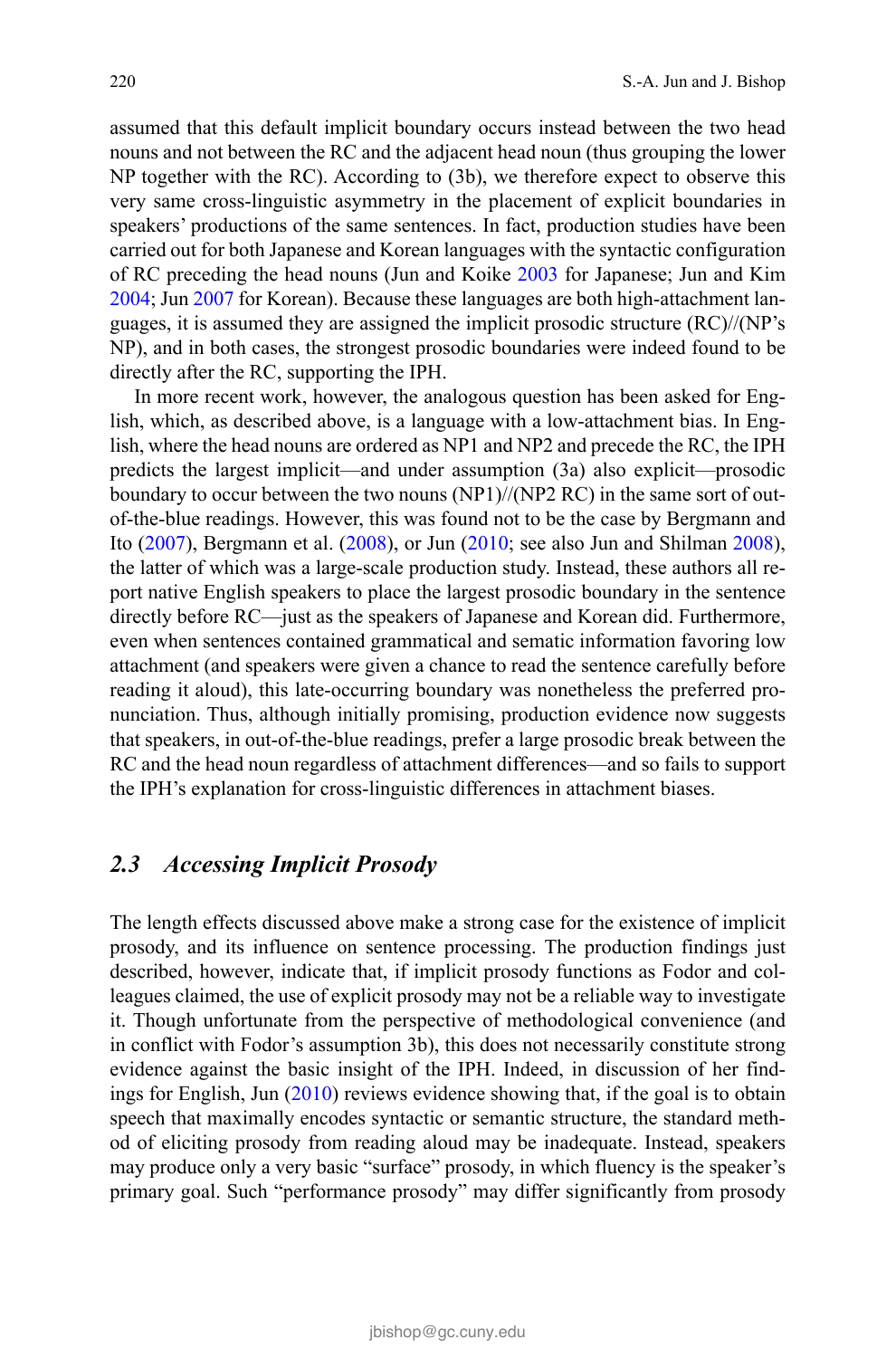assumed that this default implicit boundary occurs instead between the two head nouns and not between the RC and the adjacent head noun (thus grouping the lower NP together with the RC). According to (3b), we therefore expect to observe this very same cross-linguistic asymmetry in the placement of explicit boundaries in speakers' productions of the same sentences. In fact, production studies have been carried out for both Japanese and Korean languages with the syntactic configuration of RC preceding the head nouns (Jun and Koike 2003 for Japanese; Jun and Kim 2004; Jun 2007 for Korean). Because these languages are both high-attachment languages, it is assumed they are assigned the implicit prosodic structure (RC)//(NP's NP), and in both cases, the strongest prosodic boundaries were indeed found to be directly after the RC, supporting the IPH.

In more recent work, however, the analogous question has been asked for English, which, as described above, is a language with a low-attachment bias. In English, where the head nouns are ordered as NP1 and NP2 and precede the RC, the IPH predicts the largest implicit—and under assumption (3a) also explicit—prosodic boundary to occur between the two nouns (NP1)//(NP2 RC) in the same sort of out-of-the-blue readings. However, this was found not to be the case by Bergmann and Ito (2007), Bergmann et al. (2008), or Jun (2010; see also Jun and Shilman 2008), the latter of which was a large-scale production study. Instead, these authors all report native English speakers to place the largest prosodic boundary in the sentence directly before RC—just as the speakers of Japanese and Korean did. Furthermore, even when sentences contained grammatical and sematic information favoring low attachment (and speakers were given a chance to read the sentence carefully before reading it aloud), this late-occurring boundary was nonetheless the preferred pronunciation. Thus, although initially promising, production evidence now suggests that speakers, in out-of-the-blue readings, prefer a large prosodic break between the RC and the head noun regardless of attachment differences—and so fails to support the IPH's explanation for cross-linguistic differences in attachment biases.

## 2.3 *Accessing Implicit Prosody*

The length effects discussed above make a strong case for the existence of implicit prosody, and its influence on sentence processing. The production findings just described, however, indicate that, if implicit prosody functions as Fodor and colleagues claimed, the use of explicit prosody may not be a reliable way to investigate it. Though unfortunate from the perspective of methodological convenience (and in conflict with Fodor's assumption 3b), this does not necessarily constitute strong evidence against the basic insight of the IPH. Indeed, in discussion of her findings for English, Jun (2010) reviews evidence showing that, if the goal is to obtain speech that maximally encodes syntactic or semantic structure, the standard method of eliciting prosody from reading aloud may be inadequate. Instead, speakers may produce only a very basic "surface" prosody, in which fluency is the speaker's primary goal. Such "performance prosody" may differ significantly from prosody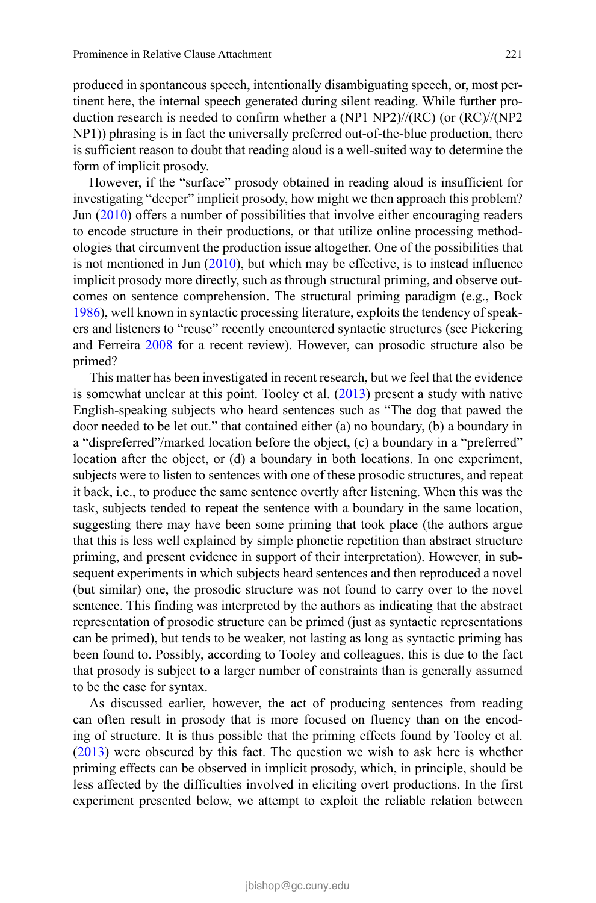produced in spontaneous speech, intentionally disambiguating speech, or, most pertinent here, the internal speech generated during silent reading. While further production research is needed to confirm whether a (NP1 NP2)//(RC) (or (RC)//(NP2 NP1)) phrasing is in fact the universally preferred out-of-the-blue production, there is sufficient reason to doubt that reading aloud is a well-suited way to determine the form of implicit prosody.

However, if the "surface" prosody obtained in reading aloud is insufficient for investigating "deeper" implicit prosody, how might we then approach this problem? Jun (2010) offers a number of possibilities that involve either encouraging readers to encode structure in their productions, or that utilize online processing methodologies that circumvent the production issue altogether. One of the possibilities that is not mentioned in Jun (2010), but which may be effective, is to instead influence implicit prosody more directly, such as through structural priming, and observe outcomes on sentence comprehension. The structural priming paradigm (e.g., Bock 1986), well known in syntactic processing literature, exploits the tendency of speakers and listeners to "reuse" recently encountered syntactic structures (see Pickering and Ferreira 2008 for a recent review). However, can prosodic structure also be primed?

This matter has been investigated in recent research, but we feel that the evidence is somewhat unclear at this point. Tooley et al. (2013) present a study with native English-speaking subjects who heard sentences such as "The dog that pawed the door needed to be let out." that contained either (a) no boundary, (b) a boundary in a "dispreferred"/marked location before the object, (c) a boundary in a "preferred" location after the object, or (d) a boundary in both locations. In one experiment, subjects were to listen to sentences with one of these prosodic structures, and repeat it back, i.e., to produce the same sentence overtly after listening. When this was the task, subjects tended to repeat the sentence with a boundary in the same location, suggesting there may have been some priming that took place (the authors argue that this is less well explained by simple phonetic repetition than abstract structure priming, and present evidence in support of their interpretation). However, in subsequent experiments in which subjects heard sentences and then reproduced a novel (but similar) one, the prosodic structure was not found to carry over to the novel sentence. This finding was interpreted by the authors as indicating that the abstract representation of prosodic structure can be primed (just as syntactic representations can be primed), but tends to be weaker, not lasting as long as syntactic priming has been found to. Possibly, according to Tooley and colleagues, this is due to the fact that prosody is subject to a larger number of constraints than is generally assumed to be the case for syntax.

As discussed earlier, however, the act of producing sentences from reading can often result in prosody that is more focused on fluency than on the encoding of structure. It is thus possible that the priming effects found by Tooley et al. (2013) were obscured by this fact. The question we wish to ask here is whether priming effects can be observed in implicit prosody, which, in principle, should be less affected by the difficulties involved in eliciting overt productions. In the first experiment presented below, we attempt to exploit the reliable relation between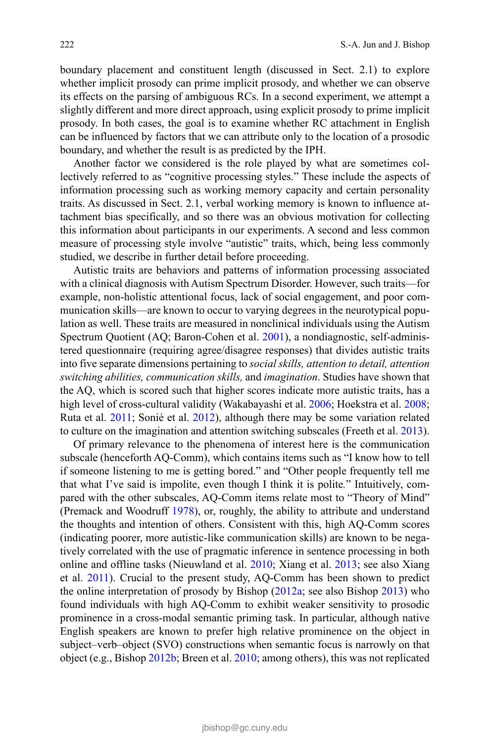boundary placement and constituent length (discussed in Sect. 2.1) to explore whether implicit prosody can prime implicit prosody, and whether we can observe its effects on the parsing of ambiguous RCs. In a second experiment, we attempt a slightly different and more direct approach, using explicit prosody to prime implicit prosody. In both cases, the goal is to examine whether RC attachment in English can be influenced by factors that we can attribute only to the location of a prosodic boundary, and whether the result is as predicted by the IPH.

Another factor we considered is the role played by what are sometimes collectively referred to as "cognitive processing styles." These include the aspects of information processing such as working memory capacity and certain personality traits. As discussed in Sect. 2.1, verbal working memory is known to influence attachment bias specifically, and so there was an obvious motivation for collecting this information about participants in our experiments. A second and less common measure of processing style involve "autistic" traits, which, being less commonly studied, we describe in further detail before proceeding.

Autistic traits are behaviors and patterns of information processing associated with a clinical diagnosis with Autism Spectrum Disorder. However, such traits—for example, non-holistic attentional focus, lack of social engagement, and poor communication skills—are known to occur to varying degrees in the neurotypical population as well. These traits are measured in nonclinical individuals using the Autism Spectrum Quotient (AQ; Baron-Cohen et al. 2001), a nondiagnostic, self-administered questionnaire (requiring agree/disagree responses) that divides autistic traits into five separate dimensions pertaining to *social skills, attention to detail, attention switching abilities, communication skills,* and *imagination*. Studies have shown that the AQ, which is scored such that higher scores indicate more autistic traits, has a high level of cross-cultural validity (Wakabayashi et al. 2006; Hoekstra et al. 2008; Ruta et al. 2011; Sonié et al. 2012), although there may be some variation related to culture on the imagination and attention switching subscales (Freeth et al. 2013).

Of primary relevance to the phenomena of interest here is the communication subscale (henceforth AQ-Comm), which contains items such as "I know how to tell if someone listening to me is getting bored." and "Other people frequently tell me that what I've said is impolite, even though I think it is polite." Intuitively, compared with the other subscales, AQ-Comm items relate most to "Theory of Mind" (Premack and Woodruff 1978), or, roughly, the ability to attribute and understand the thoughts and intention of others. Consistent with this, high AQ-Comm scores (indicating poorer, more autistic-like communication skills) are known to be negatively correlated with the use of pragmatic inference in sentence processing in both online and offline tasks (Nieuwland et al. 2010; Xiang et al. 2013; see also Xiang et al. 2011). Crucial to the present study, AQ-Comm has been shown to predict the online interpretation of prosody by Bishop (2012a; see also Bishop 2013) who found individuals with high AQ-Comm to exhibit weaker sensitivity to prosodic prominence in a cross-modal semantic priming task. In particular, although native English speakers are known to prefer high relative prominence on the object in subject–verb–object (SVO) constructions when semantic focus is narrowly on that object (e.g., Bishop 2012b; Breen et al. 2010; among others), this was not replicated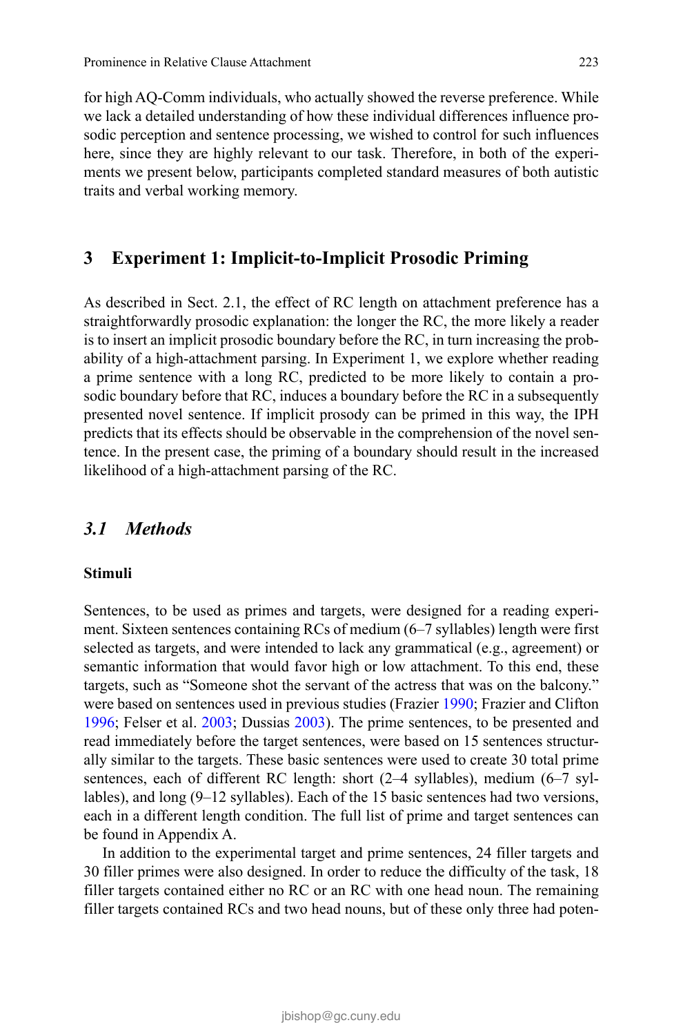for high AQ-Comm individuals, who actually showed the reverse preference. While we lack a detailed understanding of how these individual differences influence prosodic perception and sentence processing, we wished to control for such influences here, since they are highly relevant to our task. Therefore, in both of the experiments we present below, participants completed standard measures of both autistic traits and verbal working memory.

## 3 Experiment 1: Implicit-to-Implicit Prosodic Priming

As described in Sect. 2.1, the effect of RC length on attachment preference has a straightforwardly prosodic explanation: the longer the RC, the more likely a reader is to insert an implicit prosodic boundary before the RC, in turn increasing the probability of a high-attachment parsing. In Experiment 1, we explore whether reading a prime sentence with a long RC, predicted to be more likely to contain a prosodic boundary before that RC, induces a boundary before the RC in a subsequently presented novel sentence. If implicit prosody can be primed in this way, the IPH predicts that its effects should be observable in the comprehension of the novel sentence. In the present case, the priming of a boundary should result in the increased likelihood of a high-attachment parsing of the RC.

### *3.1 Methods*

**Stimuli**

Sentences, to be used as primes and targets, were designed for a reading experiment. Sixteen sentences containing RCs of medium (6–7 syllables) length were first selected as targets, and were intended to lack any grammatical (e.g., agreement) or semantic information that would favor high or low attachment. To this end, these targets, such as "Someone shot the servant of the actress that was on the balcony." were based on sentences used in previous studies (Frazier 1990; Frazier and Clifton 1996; Felser et al. 2003; Dussias 2003). The prime sentences, to be presented and read immediately before the target sentences, were based on 15 sentences structurally similar to the targets. These basic sentences were used to create 30 total prime sentences, each of different RC length: short (2–4 syllables), medium (6–7 syllables), and long (9–12 syllables). Each of the 15 basic sentences had two versions, each in a different length condition. The full list of prime and target sentences can be found in Appendix A.

In addition to the experimental target and prime sentences, 24 filler targets and 30 filler primes were also designed. In order to reduce the difficulty of the task, 18 filler targets contained either no RC or an RC with one head noun. The remaining filler targets contained RCs and two head nouns, but of these only three had poten-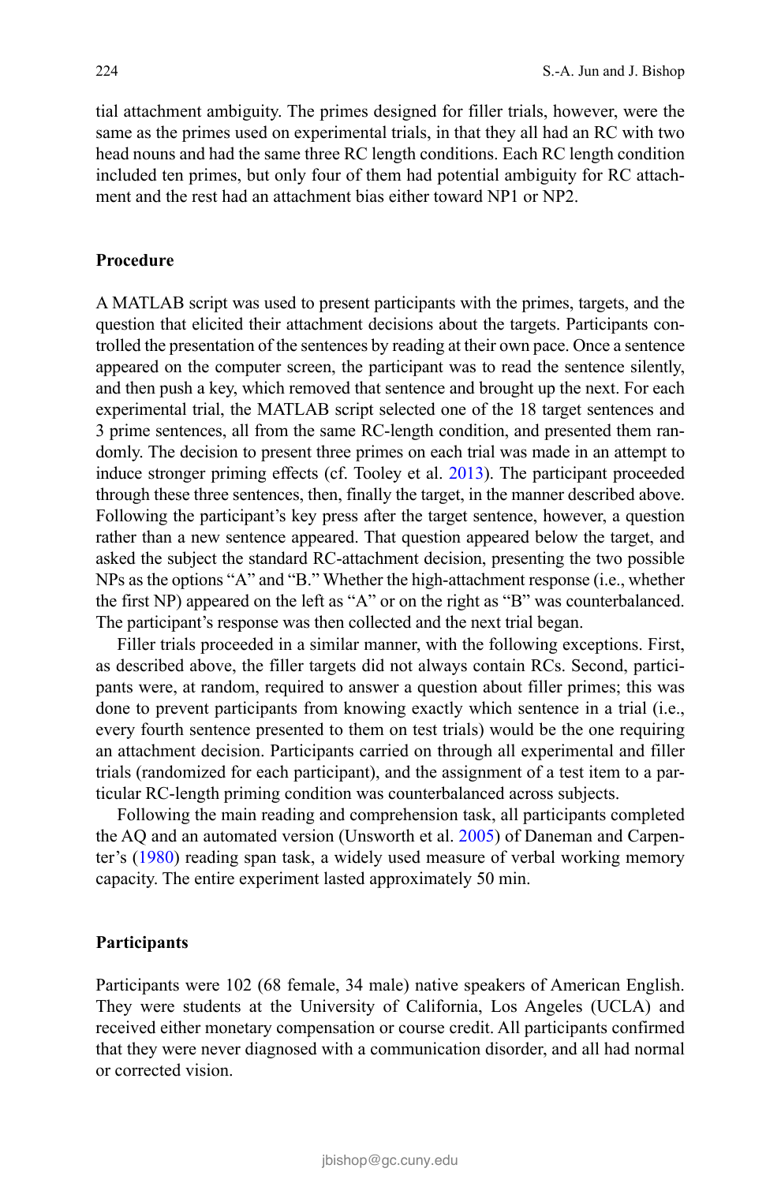tial attachment ambiguity. The primes designed for filler trials, however, were the same as the primes used on experimental trials, in that they all had an RC with two head nouns and had the same three RC length conditions. Each RC length condition included ten primes, but only four of them had potential ambiguity for RC attachment and the rest had an attachment bias either toward NP1 or NP2.

## Procedure

A MATLAB script was used to present participants with the primes, targets, and the question that elicited their attachment decisions about the targets. Participants controlled the presentation of the sentences by reading at their own pace. Once a sentence appeared on the computer screen, the participant was to read the sentence silently, and then push a key, which removed that sentence and brought up the next. For each experimental trial, the MATLAB script selected one of the 18 target sentences and 3 prime sentences, all from the same RC-length condition, and presented them randomly. The decision to present three primes on each trial was made in an attempt to induce stronger priming effects (cf. Tooley et al. 2013). The participant proceeded through these three sentences, then, finally the target, in the manner described above. Following the participant's key press after the target sentence, however, a question rather than a new sentence appeared. That question appeared below the target, and asked the subject the standard RC-attachment decision, presenting the two possible NPs as the options "A" and "B." Whether the high-attachment response (i.e., whether the first NP) appeared on the left as "A" or on the right as "B" was counterbalanced. The participant's response was then collected and the next trial began.

Filler trials proceeded in a similar manner, with the following exceptions. First, as described above, the filler targets did not always contain RCs. Second, participants were, at random, required to answer a question about filler primes; this was done to prevent participants from knowing exactly which sentence in a trial (i.e., every fourth sentence presented to them on test trials) would be the one requiring an attachment decision. Participants carried on through all experimental and filler trials (randomized for each participant), and the assignment of a test item to a particular RC-length priming condition was counterbalanced across subjects.

Following the main reading and comprehension task, all participants completed the AQ and an automated version (Unsworth et al. 2005) of Daneman and Carpenter's (1980) reading span task, a widely used measure of verbal working memory capacity. The entire experiment lasted approximately 50 min.

## Participants

Participants were 102 (68 female, 34 male) native speakers of American English. They were students at the University of California, Los Angeles (UCLA) and received either monetary compensation or course credit. All participants confirmed that they were never diagnosed with a communication disorder, and all had normal or corrected vision.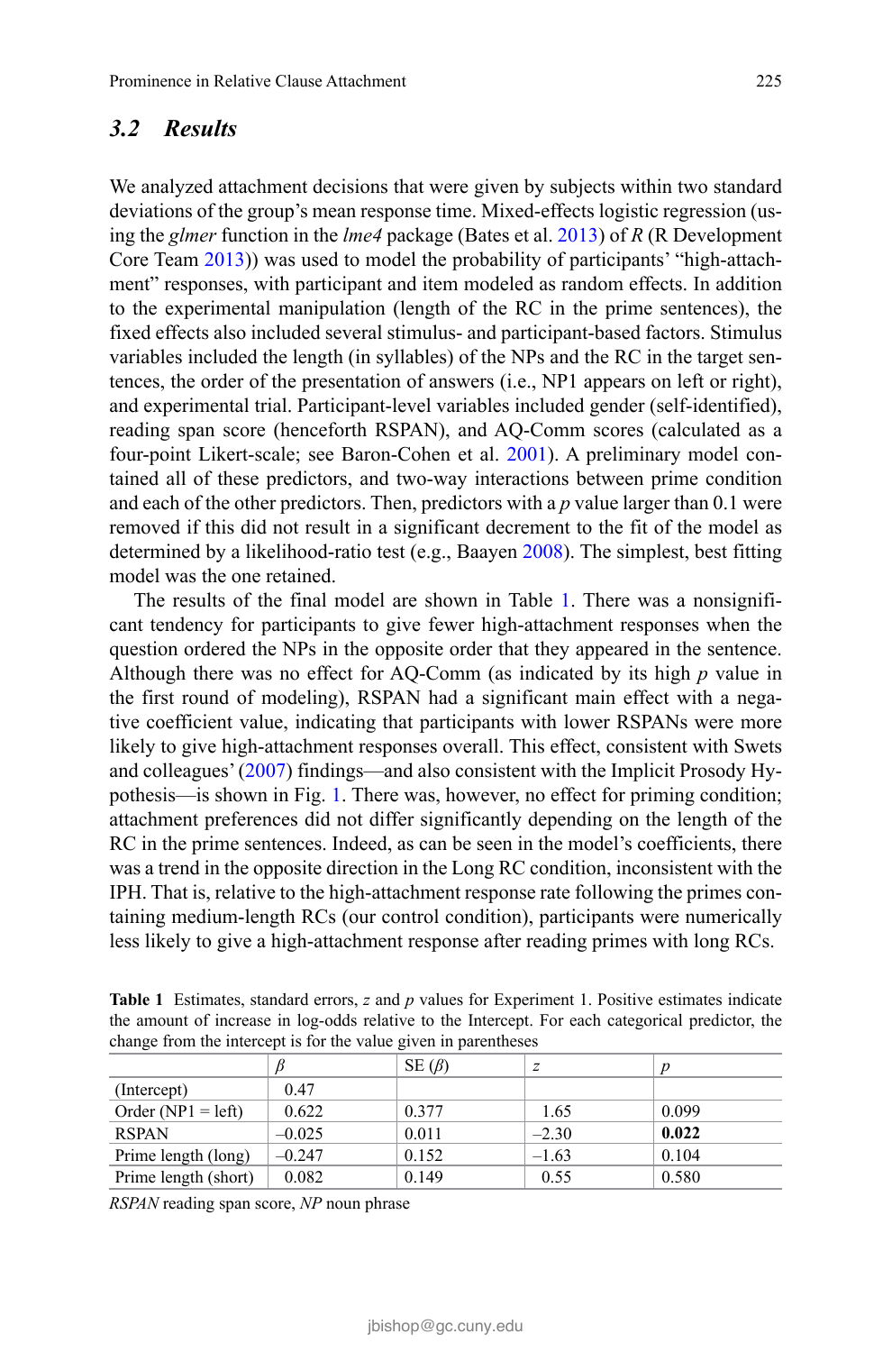### 3.2 Results

We analyzed attachment decisions that were given by subjects within two standard deviations of the group's mean response time. Mixed-effects logistic regression (using the *glmer* function in the *lme4* package (Bates et al. 2013) of *R* (R Development Core Team 2013)) was used to model the probability of participants' "high-attachment" responses, with participant and item modeled as random effects. In addition to the experimental manipulation (length of the RC in the prime sentences), the fixed effects also included several stimulus- and participant-based factors. Stimulus variables included the length (in syllables) of the NPs and the RC in the target sentences, the order of the presentation of answers (i.e., NP1 appears on left or right), and experimental trial. Participant-level variables included gender (self-identified), reading span score (henceforth RSPAN), and AQ-Comm scores (calculated as a four-point Likert-scale; see Baron-Cohen et al. 2001). A preliminary model contained all of these predictors, and two-way interactions between prime condition and each of the other predictors. Then, predictors with a $p$ value larger than 0.1 were removed if this did not result in a significant decrement to the fit of the model as determined by a likelihood-ratio test (e.g., Baayen 2008). The simplest, best fitting model was the one retained.

The results of the final model are shown in Table 1. There was a nonsignificant tendency for participants to give fewer high-attachment responses when the question ordered the NPs in the opposite order that they appeared in the sentence. Although there was no effect for AQ-Comm (as indicated by its high $p$ value in the first round of modeling), RSPAN had a significant main effect with a negative coefficient value, indicating that participants with lower RSPANs were more likely to give high-attachment responses overall. This effect, consistent with Swets and colleagues' (2007) findings—and also consistent with the Implicit Prosody Hypothesis—is shown in Fig. 1. There was, however, no effect for priming condition; attachment preferences did not differ significantly depending on the length of the RC in the prime sentences. Indeed, as can be seen in the model's coefficients, there was a trend in the opposite direction in the Long RC condition, inconsistent with the IPH. That is, relative to the high-attachment response rate following the primes containing medium-length RCs (our control condition), participants were numerically less likely to give a high-attachment response after reading primes with long RCs.

**Table 1** Estimates, standard errors, $z$ and $p$ values for Experiment 1. Positive estimates indicate the amount of increase in log-odds relative to the Intercept. For each categorical predictor, the change from the intercept is for the value given in parentheses

| | $\beta$ | SE ($\beta$) | $z$ | $p$ |
|---|---|---|---|---|
| (Intercept) | 0.47 | | | |
| Order (NP1 = left) | 0.622 | 0.377 | 1.65 | 0.099 |
| RSPAN | –0.025 | 0.011 | –2.30 | **0.022** |
| Prime length (long) | –0.247 | 0.152 | –1.63 | 0.104 |
| Prime length (short) | 0.082 | 0.149 | 0.55 | 0.580 |

*RSPAN* reading span score, *NP* noun phrase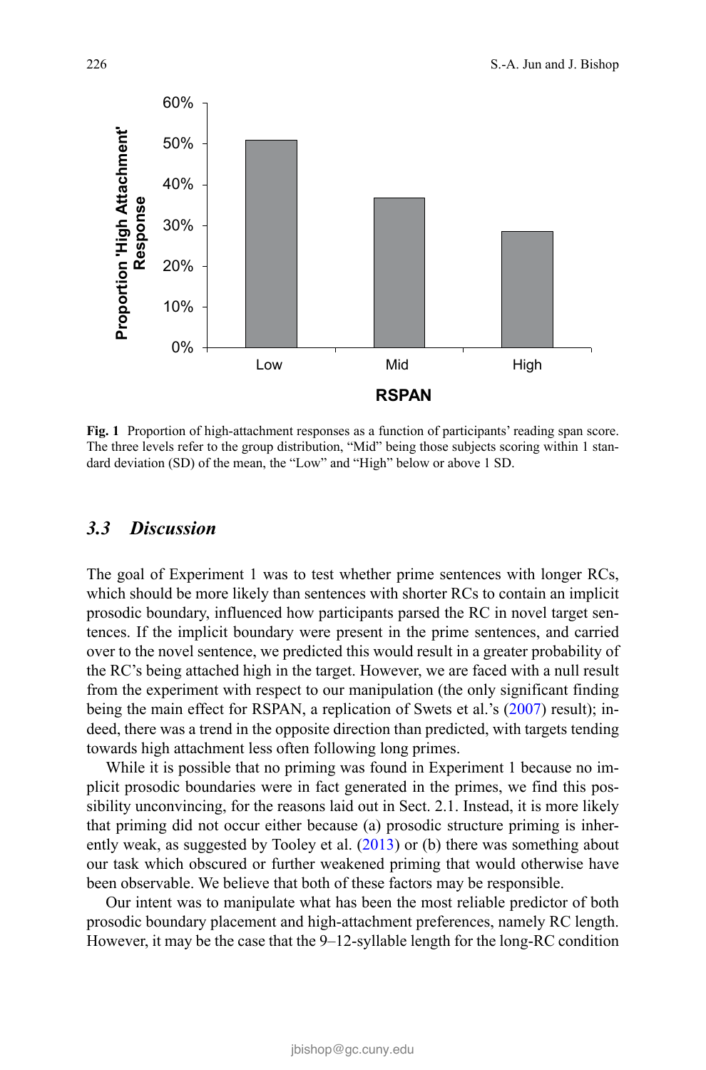Fig. 1 Proportion of high-attachment responses as a function of participants' reading span score. The three levels refer to the group distribution, "Mid" being those subjects scoring within 1 standard deviation (SD) of the mean, the "Low" and "High" below or above 1 SD.

### 3.3 Discussion

The goal of Experiment 1 was to test whether prime sentences with longer RCs, which should be more likely than sentences with shorter RCs to contain an implicit prosodic boundary, influenced how participants parsed the RC in novel target sentences. If the implicit boundary were present in the prime sentences, and carried over to the novel sentence, we predicted this would result in a greater probability of the RC's being attached high in the target. However, we are faced with a null result from the experiment with respect to our manipulation (the only significant finding being the main effect for RSPAN, a replication of Swets et al.'s (2007) result); indeed, there was a trend in the opposite direction than predicted, with targets tending towards high attachment less often following long primes.

While it is possible that no priming was found in Experiment 1 because no implicit prosodic boundaries were in fact generated in the primes, we find this possibility unconvincing, for the reasons laid out in Sect. 2.1. Instead, it is more likely that priming did not occur either because (a) prosodic structure priming is inherently weak, as suggested by Tooley et al. (2013) or (b) there was something about our task which obscured or further weakened priming that would otherwise have been observable. We believe that both of these factors may be responsible.

Our intent was to manipulate what has been the most reliable predictor of both prosodic boundary placement and high-attachment preferences, namely RC length. However, it may be the case that the 9–12-syllable length for the long-RC condition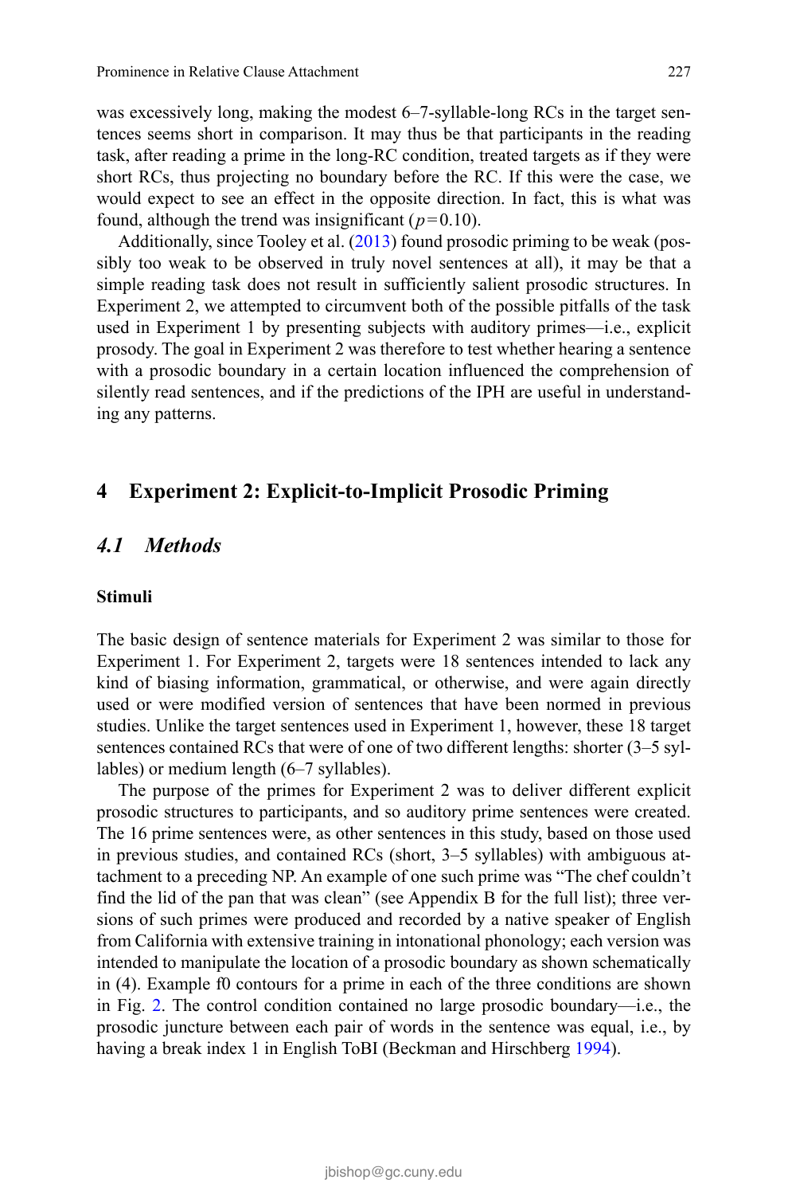was excessively long, making the modest 6–7-syllable-long RCs in the target sentences seems short in comparison. It may thus be that participants in the reading task, after reading a prime in the long-RC condition, treated targets as if they were short RCs, thus projecting no boundary before the RC. If this were the case, we would expect to see an effect in the opposite direction. In fact, this is what was found, although the trend was insignificant ($p = 0.10$).

Additionally, since Tooley et al. (2013) found prosodic priming to be weak (possibly too weak to be observed in truly novel sentences at all), it may be that a simple reading task does not result in sufficiently salient prosodic structures. In Experiment 2, we attempted to circumvent both of the possible pitfalls of the task used in Experiment 1 by presenting subjects with auditory primes—i.e., explicit prosody. The goal in Experiment 2 was therefore to test whether hearing a sentence with a prosodic boundary in a certain location influenced the comprehension of silently read sentences, and if the predictions of the IPH are useful in understanding any patterns.

## 4 Experiment 2: Explicit-to-Implicit Prosodic Priming

### *4.1 Methods*

#### Stimuli

The basic design of sentence materials for Experiment 2 was similar to those for Experiment 1. For Experiment 2, targets were 18 sentences intended to lack any kind of biasing information, grammatical, or otherwise, and were again directly used or were modified version of sentences that have been normed in previous studies. Unlike the target sentences used in Experiment 1, however, these 18 target sentences contained RCs that were of one of two different lengths: shorter (3–5 syllables) or medium length (6–7 syllables).

The purpose of the primes for Experiment 2 was to deliver different explicit prosodic structures to participants, and so auditory prime sentences were created. The 16 prime sentences were, as other sentences in this study, based on those used in previous studies, and contained RCs (short, 3–5 syllables) with ambiguous attachment to a preceding NP. An example of one such prime was "The chef couldn't find the lid of the pan that was clean" (see Appendix B for the full list); three versions of such primes were produced and recorded by a native speaker of English from California with extensive training in intonational phonology; each version was intended to manipulate the location of a prosodic boundary as shown schematically in (4). Example f0 contours for a prime in each of the three conditions are shown in Fig. 2. The control condition contained no large prosodic boundary—i.e., the prosodic juncture between each pair of words in the sentence was equal, i.e., by having a break index 1 in English ToBI (Beckman and Hirschberg 1994).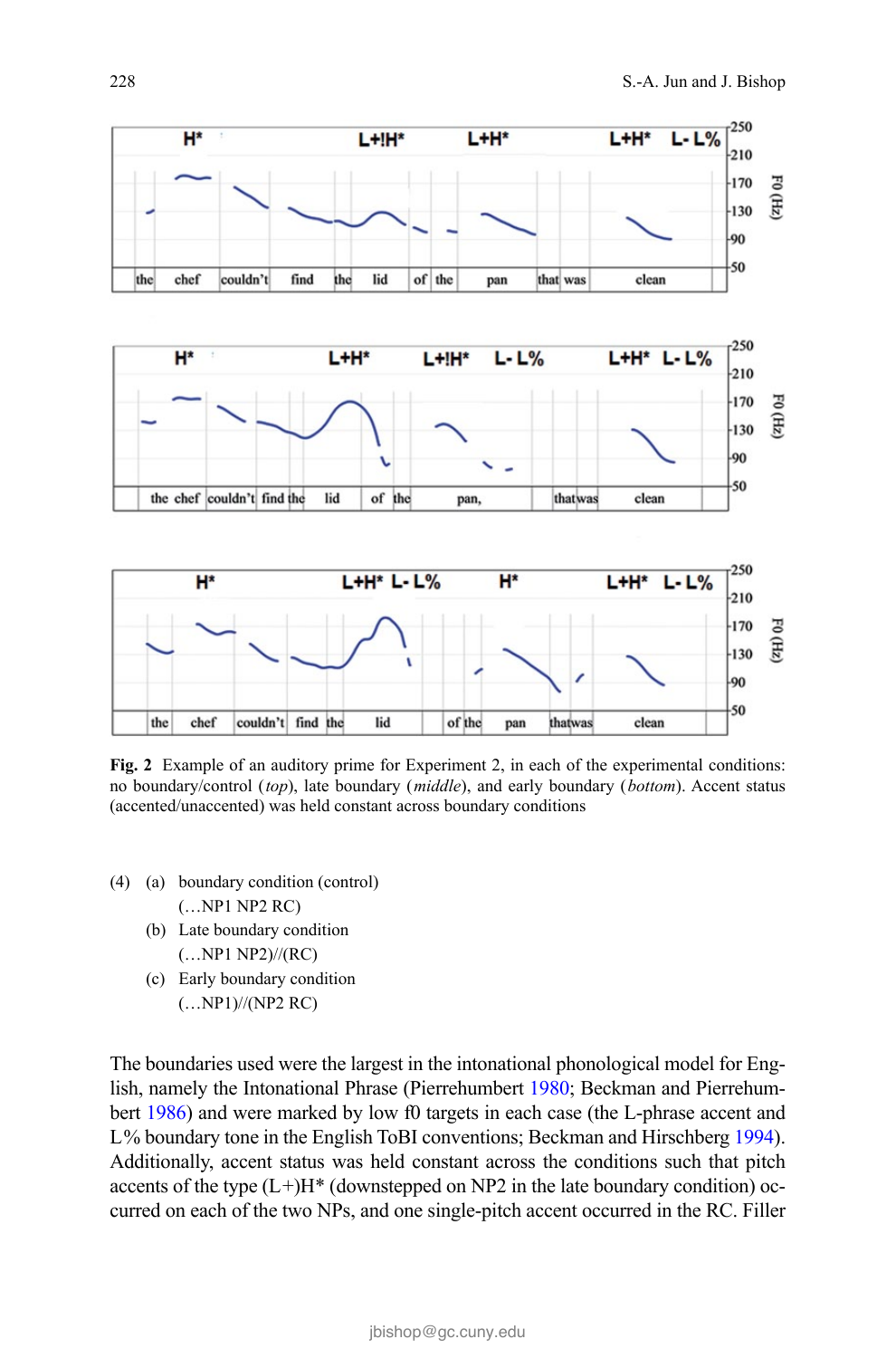Fig. 2 Example of an auditory prime for Experiment 2, in each of the experimental conditions: no boundary/control (*top*), late boundary (*middle*), and early boundary (*bottom*). Accent status (accented/unaccented) was held constant across boundary conditions

(4) (a) boundary condition (control)
(…NP1 NP2 RC)
(b) Late boundary condition
(…NP1 NP2)//(RC)
(c) Early boundary condition
(…NP1)//(NP2 RC)

The boundaries used were the largest in the intonational phonological model for English, namely the Intonational Phrase (Pierrehumbert 1980; Beckman and Pierrehumbert 1986) and were marked by low f0 targets in each case (the L-phrase accent and L% boundary tone in the English ToBI conventions; Beckman and Hirschberg 1994). Additionally, accent status was held constant across the conditions such that pitch accents of the type (L+)H* (downstepped on NP2 in the late boundary condition) occurred on each of the two NPs, and one single-pitch accent occurred in the RC. Filler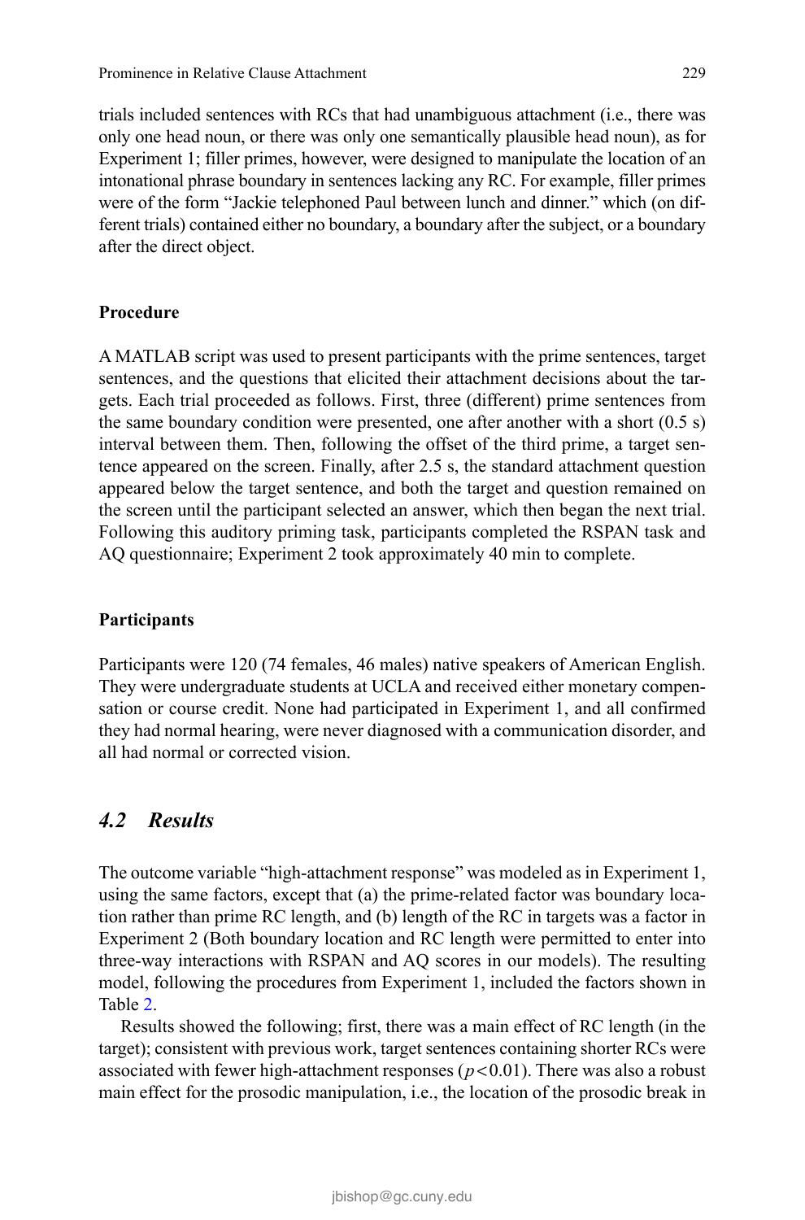trials included sentences with RCs that had unambiguous attachment (i.e., there was only one head noun, or there was only one semantically plausible head noun), as for Experiment 1; filler primes, however, were designed to manipulate the location of an intonational phrase boundary in sentences lacking any RC. For example, filler primes were of the form "Jackie telephoned Paul between lunch and dinner." which (on different trials) contained either no boundary, a boundary after the subject, or a boundary after the direct object.

**Procedure**

A MATLAB script was used to present participants with the prime sentences, target sentences, and the questions that elicited their attachment decisions about the targets. Each trial proceeded as follows. First, three (different) prime sentences from the same boundary condition were presented, one after another with a short (0.5 s) interval between them. Then, following the offset of the third prime, a target sentence appeared on the screen. Finally, after 2.5 s, the standard attachment question appeared below the target sentence, and both the target and question remained on the screen until the participant selected an answer, which then began the next trial. Following this auditory priming task, participants completed the RSPAN task and AQ questionnaire; Experiment 2 took approximately 40 min to complete.

**Participants**

Participants were 120 (74 females, 46 males) native speakers of American English. They were undergraduate students at UCLA and received either monetary compensation or course credit. None had participated in Experiment 1, and all confirmed they had normal hearing, were never diagnosed with a communication disorder, and all had normal or corrected vision.

## *4.2 Results*

The outcome variable "high-attachment response" was modeled as in Experiment 1, using the same factors, except that (a) the prime-related factor was boundary location rather than prime RC length, and (b) length of the RC in targets was a factor in Experiment 2 (Both boundary location and RC length were permitted to enter into three-way interactions with RSPAN and AQ scores in our models). The resulting model, following the procedures from Experiment 1, included the factors shown in Table 2.

Results showed the following; first, there was a main effect of RC length (in the target); consistent with previous work, target sentences containing shorter RCs were associated with fewer high-attachment responses ($p < 0.01$). There was also a robust main effect for the prosodic manipulation, i.e., the location of the prosodic break in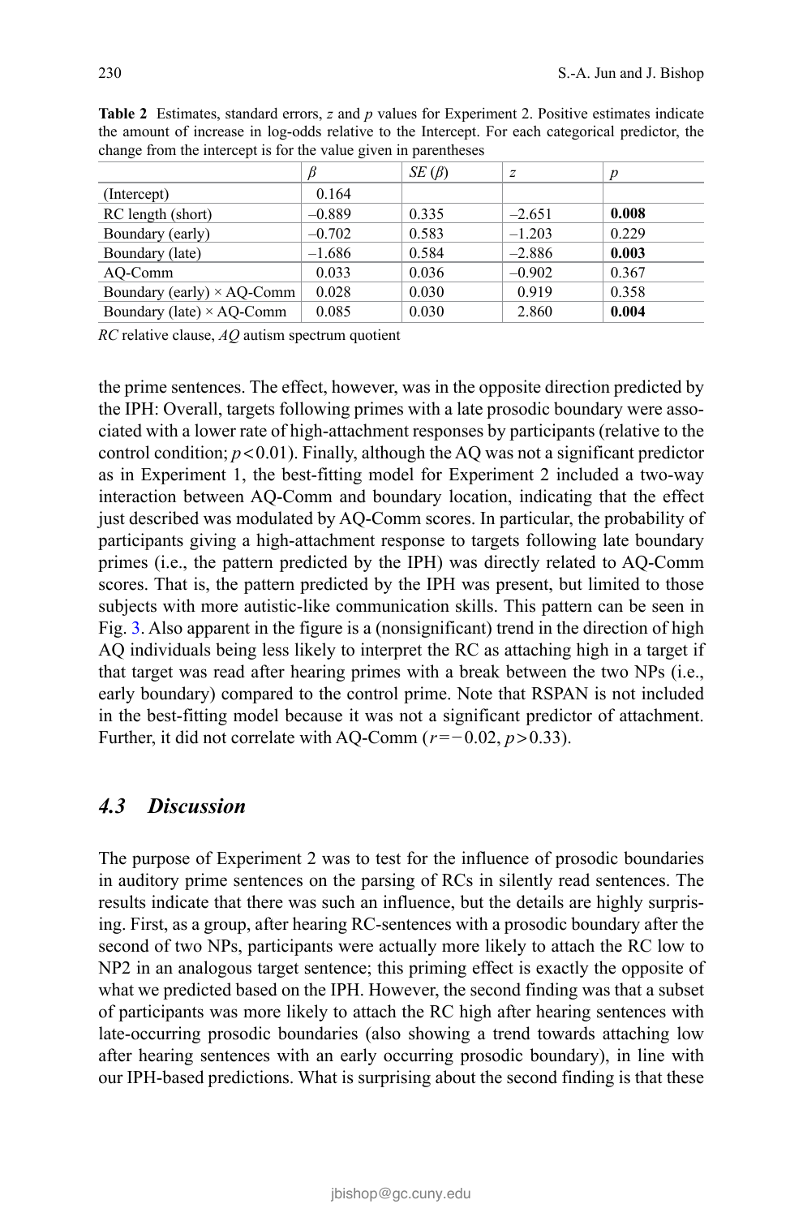**Table 2** Estimates, standard errors, *z* and *p* values for Experiment 2. Positive estimates indicate the amount of increase in log-odds relative to the Intercept. For each categorical predictor, the change from the intercept is for the value given in parentheses

| | $\beta$ | $SE\ (\beta)$ | $z$ | $p$ |
|---|---|---|---|---|
| (Intercept) | 0.164 | | | |
| RC length (short) | –0.889 | 0.335 | –2.651 | **0.008** |
| Boundary (early) | –0.702 | 0.583 | –1.203 | 0.229 |
| Boundary (late) | –1.686 | 0.584 | –2.886 | **0.003** |
| AQ-Comm | 0.033 | 0.036 | –0.902 | 0.367 |
| Boundary (early) × AQ-Comm | 0.028 | 0.030 | 0.919 | 0.358 |
| Boundary (late) × AQ-Comm | 0.085 | 0.030 | 2.860 | **0.004** |

*RC* relative clause, *AQ* autism spectrum quotient

the prime sentences. The effect, however, was in the opposite direction predicted by the IPH: Overall, targets following primes with a late prosodic boundary were associated with a lower rate of high-attachment responses by participants (relative to the control condition; $p<0.01$). Finally, although the AQ was not a significant predictor as in Experiment 1, the best-fitting model for Experiment 2 included a two-way interaction between AQ-Comm and boundary location, indicating that the effect just described was modulated by AQ-Comm scores. In particular, the probability of participants giving a high-attachment response to targets following late boundary primes (i.e., the pattern predicted by the IPH) was directly related to AQ-Comm scores. That is, the pattern predicted by the IPH was present, but limited to those subjects with more autistic-like communication skills. This pattern can be seen in Fig. 3. Also apparent in the figure is a (nonsignificant) trend in the direction of high AQ individuals being less likely to interpret the RC as attaching high in a target if that target was read after hearing primes with a break between the two NPs (i.e., early boundary) compared to the control prime. Note that RSPAN is not included in the best-fitting model because it was not a significant predictor of attachment. Further, it did not correlate with AQ-Comm ($r=-0.02$, $p>0.33$).

### 4.3 Discussion

The purpose of Experiment 2 was to test for the influence of prosodic boundaries in auditory prime sentences on the parsing of RCs in silently read sentences. The results indicate that there was such an influence, but the details are highly surprising. First, as a group, after hearing RC-sentences with a prosodic boundary after the second of two NPs, participants were actually more likely to attach the RC low to NP2 in an analogous target sentence; this priming effect is exactly the opposite of what we predicted based on the IPH. However, the second finding was that a subset of participants was more likely to attach the RC high after hearing sentences with late-occurring prosodic boundaries (also showing a trend towards attaching low after hearing sentences with an early occurring prosodic boundary), in line with our IPH-based predictions. What is surprising about the second finding is that these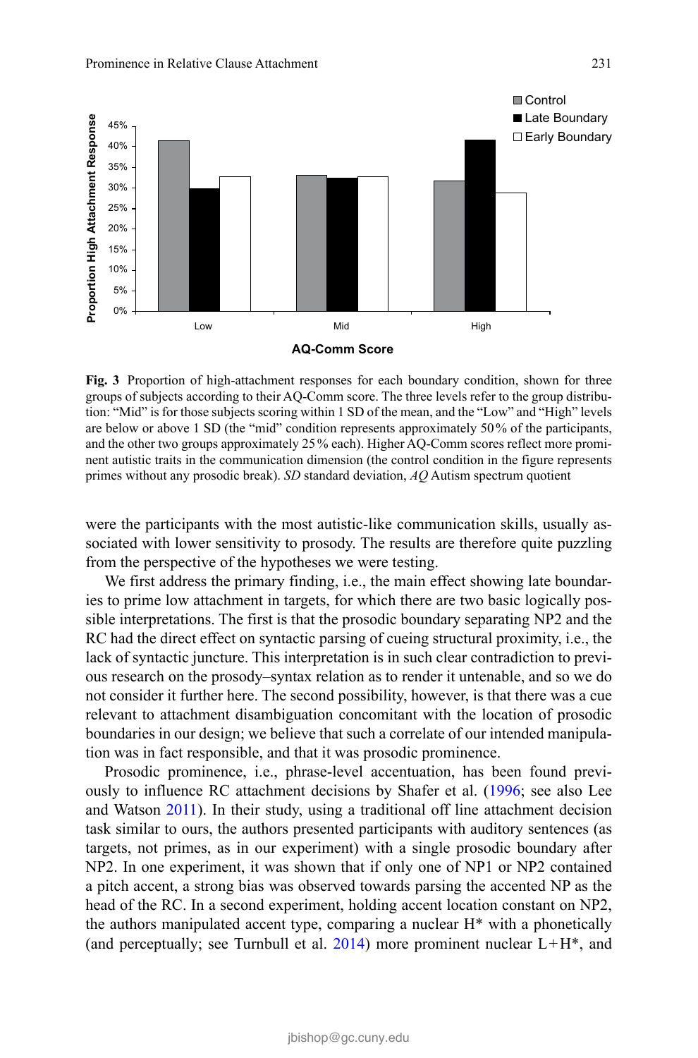Fig. 3 Proportion of high-attachment responses for each boundary condition, shown for three groups of subjects according to their AQ-Comm score. The three levels refer to the group distribution: "Mid" is for those subjects scoring within 1 SD of the mean, and the "Low" and "High" levels are below or above 1 SD (the "mid" condition represents approximately 50 % of the participants, and the other two groups approximately 25 % each). Higher AQ-Comm scores reflect more prominent autistic traits in the communication dimension (the control condition in the figure represents primes without any prosodic break). *SD* standard deviation, *AQ* Autism spectrum quotient

were the participants with the most autistic-like communication skills, usually associated with lower sensitivity to prosody. The results are therefore quite puzzling from the perspective of the hypotheses we were testing.

We first address the primary finding, i.e., the main effect showing late boundaries to prime low attachment in targets, for which there are two basic logically possible interpretations. The first is that the prosodic boundary separating NP2 and the RC had the direct effect on syntactic parsing of cueing structural proximity, i.e., the lack of syntactic juncture. This interpretation is in such clear contradiction to previous research on the prosody–syntax relation as to render it untenable, and so we do not consider it further here. The second possibility, however, is that there was a cue relevant to attachment disambiguation concomitant with the location of prosodic boundaries in our design; we believe that such a correlate of our intended manipulation was in fact responsible, and that it was prosodic prominence.

Prosodic prominence, i.e., phrase-level accentuation, has been found previously to influence RC attachment decisions by Shafer et al. (1996; see also Lee and Watson 2011). In their study, using a traditional off line attachment decision task similar to ours, the authors presented participants with auditory sentences (as targets, not primes, as in our experiment) with a single prosodic boundary after NP2. In one experiment, it was shown that if only one of NP1 or NP2 contained a pitch accent, a strong bias was observed towards parsing the accented NP as the head of the RC. In a second experiment, holding accent location constant on NP2, the authors manipulated accent type, comparing a nuclear H* with a phonetically (and perceptually; see Turnbull et al. 2014) more prominent nuclear L+H*, and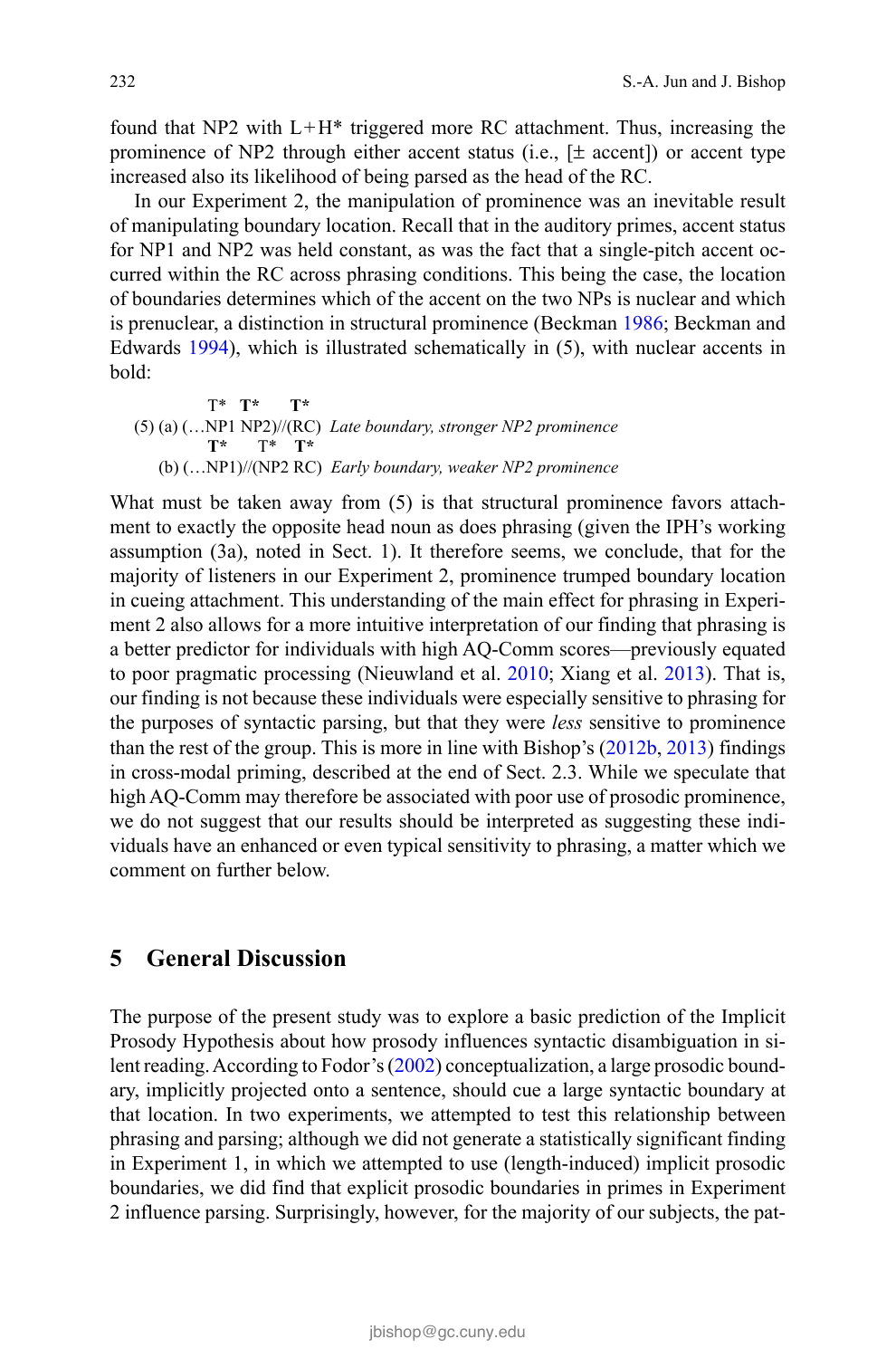found that NP2 with L+H* triggered more RC attachment. Thus, increasing the prominence of NP2 through either accent status (i.e., [± accent]) or accent type increased also its likelihood of being parsed as the head of the RC.

In our Experiment 2, the manipulation of prominence was an inevitable result of manipulating boundary location. Recall that in the auditory primes, accent status for NP1 and NP2 was held constant, as was the fact that a single-pitch accent occurred within the RC across phrasing conditions. This being the case, the location of boundaries determines which of the accent on the two NPs is nuclear and which is prenuclear, a distinction in structural prominence (Beckman 1986; Beckman and Edwards 1994), which is illustrated schematically in (5), with nuclear accents in bold:

```
         T*  T*     T*
(5) (a) (…NP1 NP2)//(RC)  Late boundary, stronger NP2 prominence
         T*     T*  T*
    (b) (…NP1)//(NP2 RC)  Early boundary, weaker NP2 prominence
```

What must be taken away from (5) is that structural prominence favors attachment to exactly the opposite head noun as does phrasing (given the IPH's working assumption (3a), noted in Sect. 1). It therefore seems, we conclude, that for the majority of listeners in our Experiment 2, prominence trumped boundary location in cueing attachment. This understanding of the main effect for phrasing in Experiment 2 also allows for a more intuitive interpretation of our finding that phrasing is a better predictor for individuals with high AQ-Comm scores—previously equated to poor pragmatic processing (Nieuwland et al. 2010; Xiang et al. 2013). That is, our finding is not because these individuals were especially sensitive to phrasing for the purposes of syntactic parsing, but that they were *less* sensitive to prominence than the rest of the group. This is more in line with Bishop's (2012b, 2013) findings in cross-modal priming, described at the end of Sect. 2.3. While we speculate that high AQ-Comm may therefore be associated with poor use of prosodic prominence, we do not suggest that our results should be interpreted as suggesting these individuals have an enhanced or even typical sensitivity to phrasing, a matter which we comment on further below.

## 5 General Discussion

The purpose of the present study was to explore a basic prediction of the Implicit Prosody Hypothesis about how prosody influences syntactic disambiguation in silent reading. According to Fodor's (2002) conceptualization, a large prosodic boundary, implicitly projected onto a sentence, should cue a large syntactic boundary at that location. In two experiments, we attempted to test this relationship between phrasing and parsing; although we did not generate a statistically significant finding in Experiment 1, in which we attempted to use (length-induced) implicit prosodic boundaries, we did find that explicit prosodic boundaries in primes in Experiment 2 influence parsing. Surprisingly, however, for the majority of our subjects, the pat-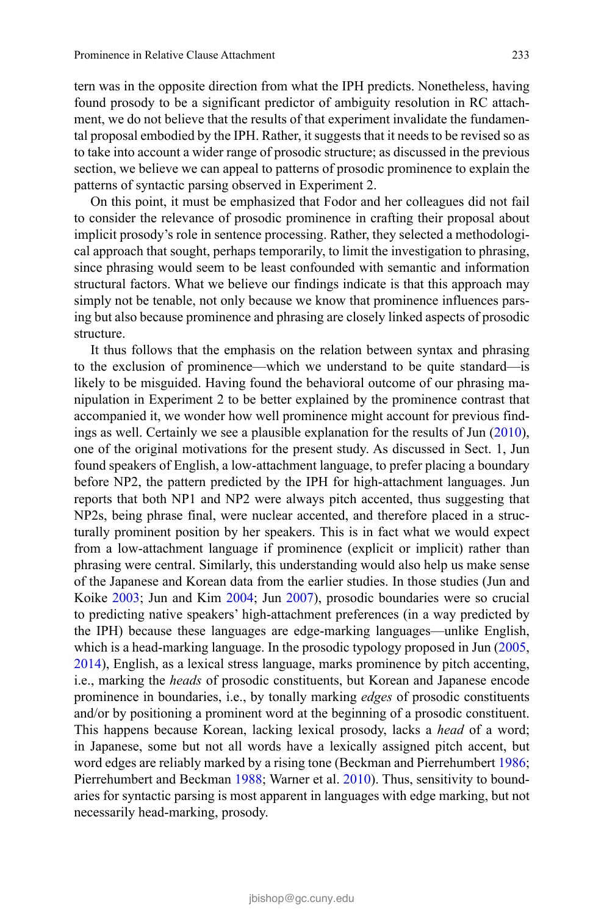tern was in the opposite direction from what the IPH predicts. Nonetheless, having found prosody to be a significant predictor of ambiguity resolution in RC attachment, we do not believe that the results of that experiment invalidate the fundamental proposal embodied by the IPH. Rather, it suggests that it needs to be revised so as to take into account a wider range of prosodic structure; as discussed in the previous section, we believe we can appeal to patterns of prosodic prominence to explain the patterns of syntactic parsing observed in Experiment 2.

On this point, it must be emphasized that Fodor and her colleagues did not fail to consider the relevance of prosodic prominence in crafting their proposal about implicit prosody's role in sentence processing. Rather, they selected a methodological approach that sought, perhaps temporarily, to limit the investigation to phrasing, since phrasing would seem to be least confounded with semantic and information structural factors. What we believe our findings indicate is that this approach may simply not be tenable, not only because we know that prominence influences parsing but also because prominence and phrasing are closely linked aspects of prosodic structure.

It thus follows that the emphasis on the relation between syntax and phrasing to the exclusion of prominence—which we understand to be quite standard—is likely to be misguided. Having found the behavioral outcome of our phrasing manipulation in Experiment 2 to be better explained by the prominence contrast that accompanied it, we wonder how well prominence might account for previous findings as well. Certainly we see a plausible explanation for the results of Jun (2010), one of the original motivations for the present study. As discussed in Sect. 1, Jun found speakers of English, a low-attachment language, to prefer placing a boundary before NP2, the pattern predicted by the IPH for high-attachment languages. Jun reports that both NP1 and NP2 were always pitch accented, thus suggesting that NP2s, being phrase final, were nuclear accented, and therefore placed in a structurally prominent position by her speakers. This is in fact what we would expect from a low-attachment language if prominence (explicit or implicit) rather than phrasing were central. Similarly, this understanding would also help us make sense of the Japanese and Korean data from the earlier studies. In those studies (Jun and Koike 2003; Jun and Kim 2004; Jun 2007), prosodic boundaries were so crucial to predicting native speakers' high-attachment preferences (in a way predicted by the IPH) because these languages are edge-marking languages—unlike English, which is a head-marking language. In the prosodic typology proposed in Jun (2005, 2014), English, as a lexical stress language, marks prominence by pitch accenting, i.e., marking the *heads* of prosodic constituents, but Korean and Japanese encode prominence in boundaries, i.e., by tonally marking *edges* of prosodic constituents and/or by positioning a prominent word at the beginning of a prosodic constituent. This happens because Korean, lacking lexical prosody, lacks a *head* of a word; in Japanese, some but not all words have a lexically assigned pitch accent, but word edges are reliably marked by a rising tone (Beckman and Pierrehumbert 1986; Pierrehumbert and Beckman 1988; Warner et al. 2010). Thus, sensitivity to boundaries for syntactic parsing is most apparent in languages with edge marking, but not necessarily head-marking, prosody.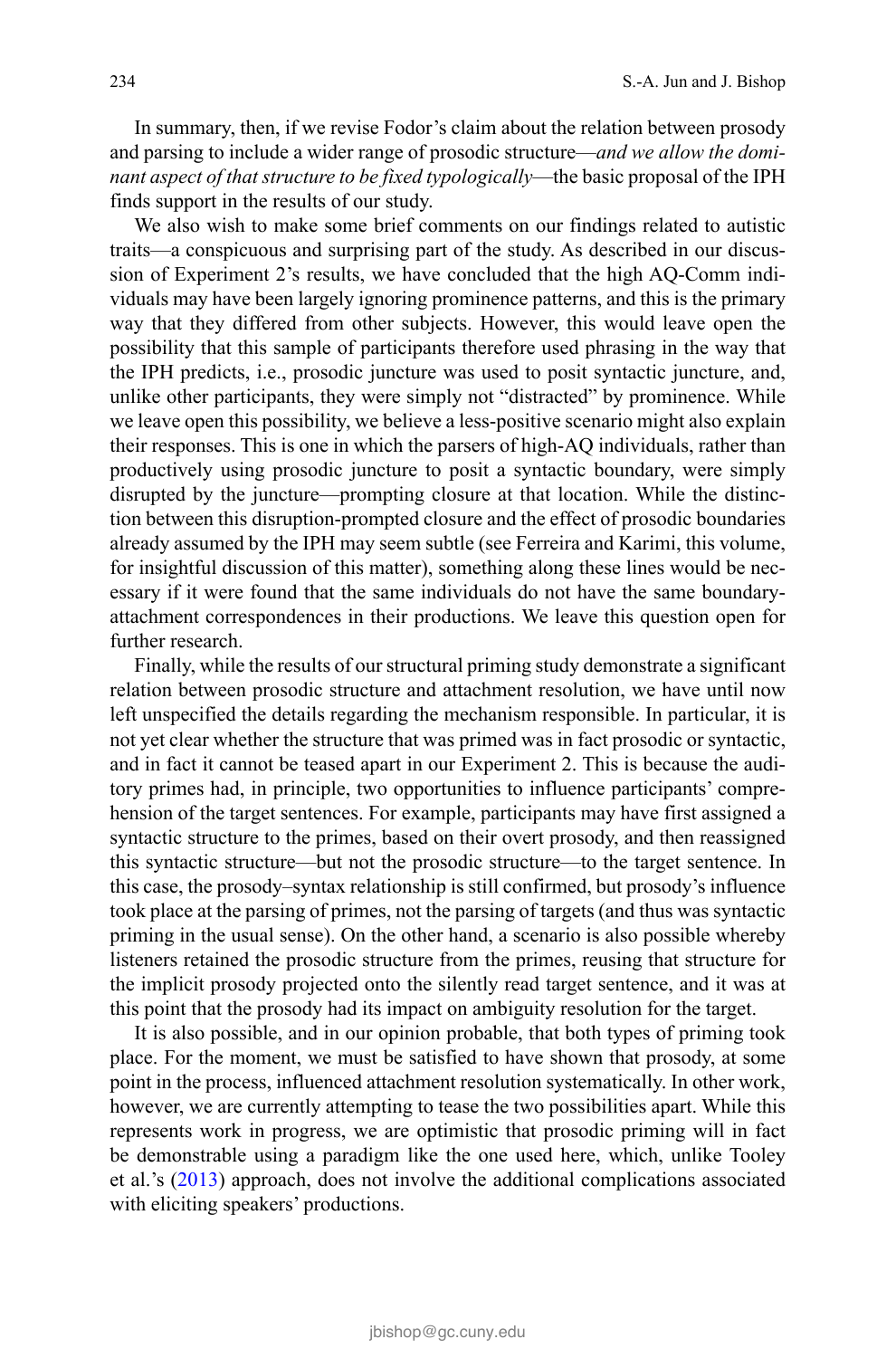In summary, then, if we revise Fodor's claim about the relation between prosody and parsing to include a wider range of prosodic structure—*and we allow the dominant aspect of that structure to be fixed typologically*—the basic proposal of the IPH finds support in the results of our study.

We also wish to make some brief comments on our findings related to autistic traits—a conspicuous and surprising part of the study. As described in our discussion of Experiment 2's results, we have concluded that the high AQ-Comm individuals may have been largely ignoring prominence patterns, and this is the primary way that they differed from other subjects. However, this would leave open the possibility that this sample of participants therefore used phrasing in the way that the IPH predicts, i.e., prosodic juncture was used to posit syntactic juncture, and, unlike other participants, they were simply not "distracted" by prominence. While we leave open this possibility, we believe a less-positive scenario might also explain their responses. This is one in which the parsers of high-AQ individuals, rather than productively using prosodic juncture to posit a syntactic boundary, were simply disrupted by the juncture—prompting closure at that location. While the distinction between this disruption-prompted closure and the effect of prosodic boundaries already assumed by the IPH may seem subtle (see Ferreira and Karimi, this volume, for insightful discussion of this matter), something along these lines would be necessary if it were found that the same individuals do not have the same boundary-attachment correspondences in their productions. We leave this question open for further research.

Finally, while the results of our structural priming study demonstrate a significant relation between prosodic structure and attachment resolution, we have until now left unspecified the details regarding the mechanism responsible. In particular, it is not yet clear whether the structure that was primed was in fact prosodic or syntactic, and in fact it cannot be teased apart in our Experiment 2. This is because the auditory primes had, in principle, two opportunities to influence participants' comprehension of the target sentences. For example, participants may have first assigned a syntactic structure to the primes, based on their overt prosody, and then reassigned this syntactic structure—but not the prosodic structure—to the target sentence. In this case, the prosody–syntax relationship is still confirmed, but prosody's influence took place at the parsing of primes, not the parsing of targets (and thus was syntactic priming in the usual sense). On the other hand, a scenario is also possible whereby listeners retained the prosodic structure from the primes, reusing that structure for the implicit prosody projected onto the silently read target sentence, and it was at this point that the prosody had its impact on ambiguity resolution for the target.

It is also possible, and in our opinion probable, that both types of priming took place. For the moment, we must be satisfied to have shown that prosody, at some point in the process, influenced attachment resolution systematically. In other work, however, we are currently attempting to tease the two possibilities apart. While this represents work in progress, we are optimistic that prosodic priming will in fact be demonstrable using a paradigm like the one used here, which, unlike Tooley et al.'s (2013) approach, does not involve the additional complications associated with eliciting speakers' productions.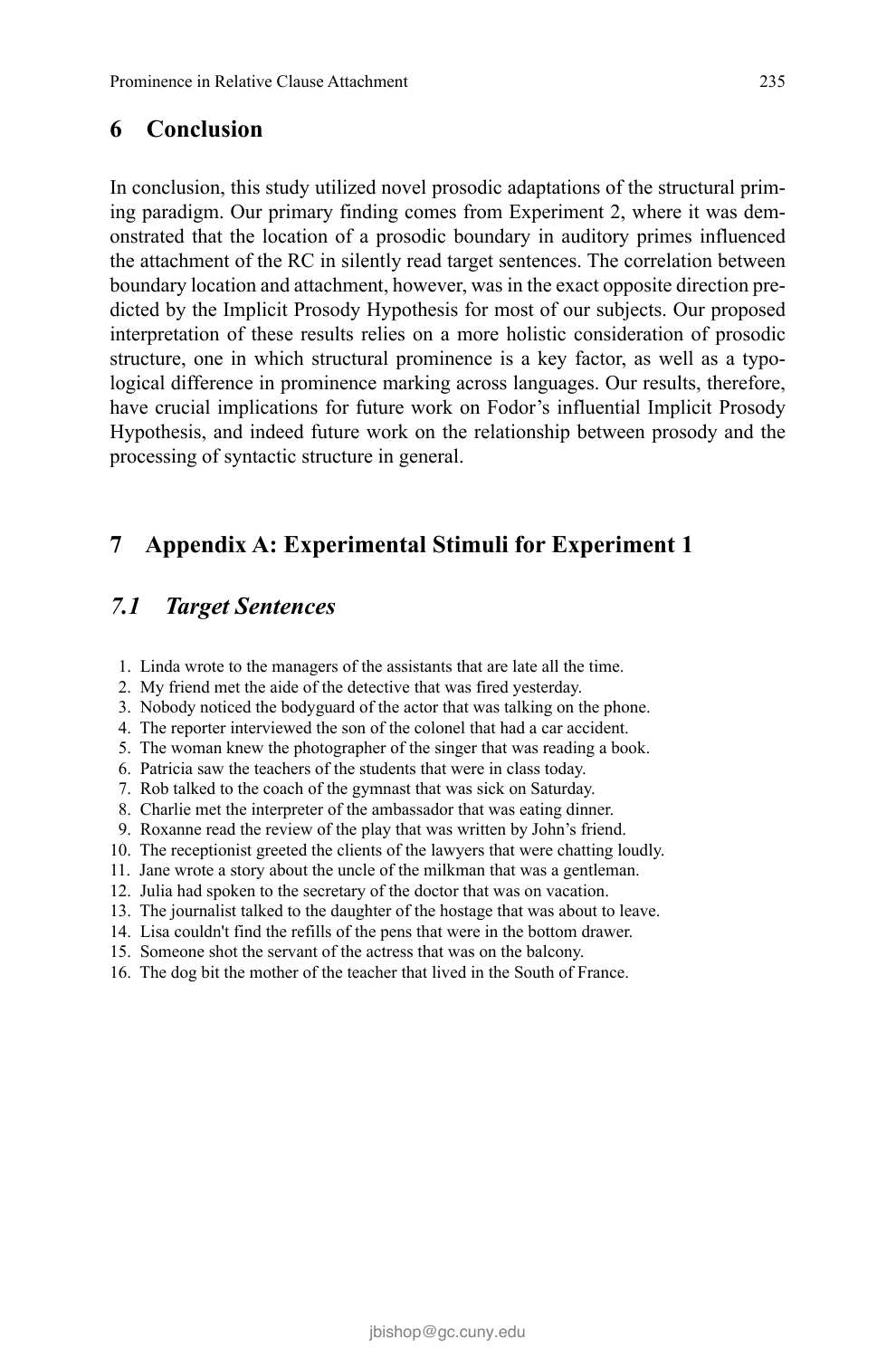## 6 Conclusion

In conclusion, this study utilized novel prosodic adaptations of the structural priming paradigm. Our primary finding comes from Experiment 2, where it was demonstrated that the location of a prosodic boundary in auditory primes influenced the attachment of the RC in silently read target sentences. The correlation between boundary location and attachment, however, was in the exact opposite direction predicted by the Implicit Prosody Hypothesis for most of our subjects. Our proposed interpretation of these results relies on a more holistic consideration of prosodic structure, one in which structural prominence is a key factor, as well as a typological difference in prominence marking across languages. Our results, therefore, have crucial implications for future work on Fodor's influential Implicit Prosody Hypothesis, and indeed future work on the relationship between prosody and the processing of syntactic structure in general.

## 7 Appendix A: Experimental Stimuli for Experiment 1

### *7.1 Target Sentences*

1. Linda wrote to the managers of the assistants that are late all the time.
2. My friend met the aide of the detective that was fired yesterday.
3. Nobody noticed the bodyguard of the actor that was talking on the phone.
4. The reporter interviewed the son of the colonel that had a car accident.
5. The woman knew the photographer of the singer that was reading a book.
6. Patricia saw the teachers of the students that were in class today.
7. Rob talked to the coach of the gymnast that was sick on Saturday.
8. Charlie met the interpreter of the ambassador that was eating dinner.
9. Roxanne read the review of the play that was written by John's friend.
10. The receptionist greeted the clients of the lawyers that were chatting loudly.
11. Jane wrote a story about the uncle of the milkman that was a gentleman.
12. Julia had spoken to the secretary of the doctor that was on vacation.
13. The journalist talked to the daughter of the hostage that was about to leave.
14. Lisa couldn't find the refills of the pens that were in the bottom drawer.
15. Someone shot the servant of the actress that was on the balcony.
16. The dog bit the mother of the teacher that lived in the South of France.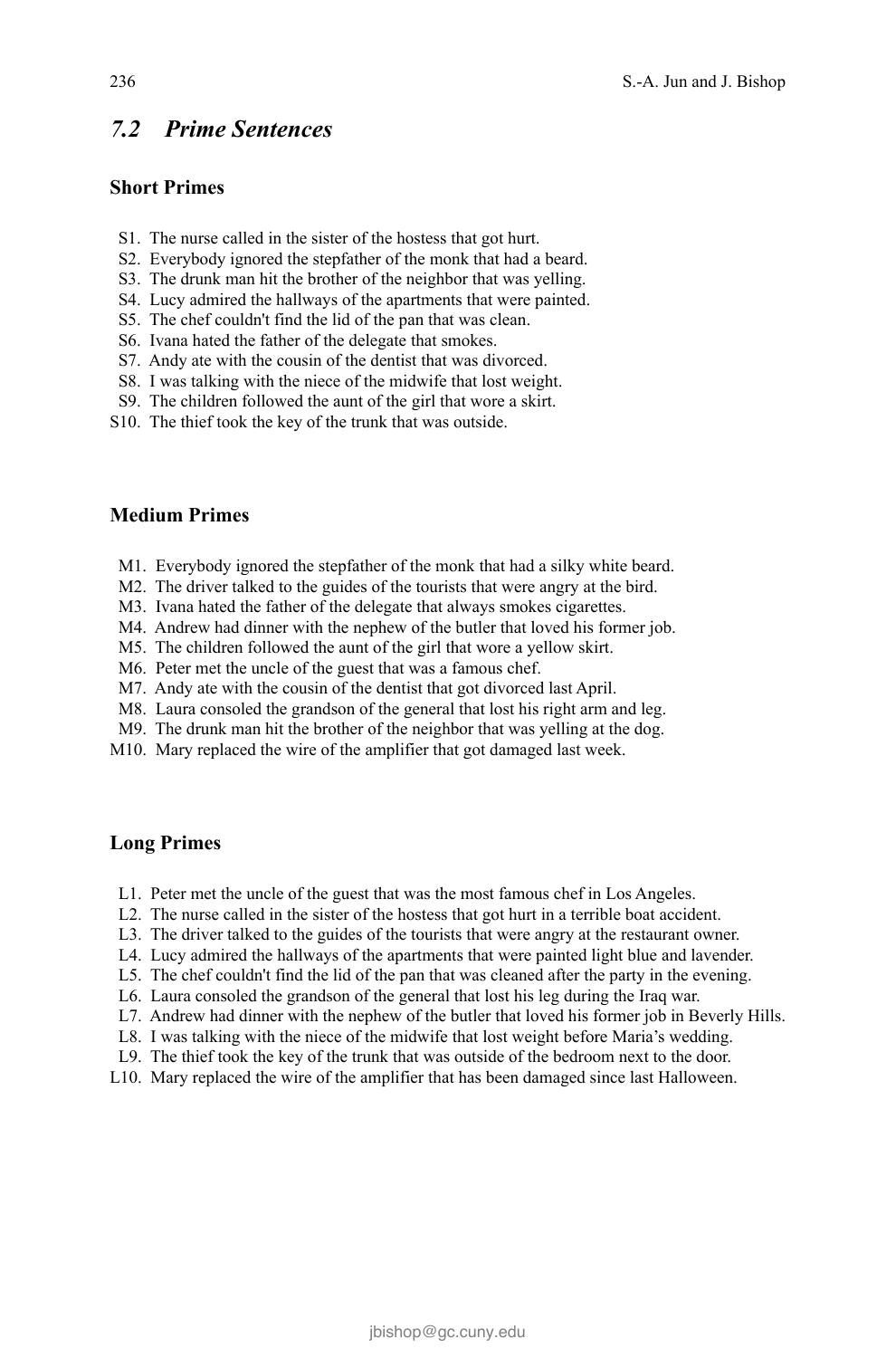## 7.2 Prime Sentences

### Short Primes

S1. The nurse called in the sister of the hostess that got hurt.
S2. Everybody ignored the stepfather of the monk that had a beard.
S3. The drunk man hit the brother of the neighbor that was yelling.
S4. Lucy admired the hallways of the apartments that were painted.
S5. The chef couldn't find the lid of the pan that was clean.
S6. Ivana hated the father of the delegate that smokes.
S7. Andy ate with the cousin of the dentist that was divorced.
S8. I was talking with the niece of the midwife that lost weight.
S9. The children followed the aunt of the girl that wore a skirt.
S10. The thief took the key of the trunk that was outside.

### Medium Primes

M1. Everybody ignored the stepfather of the monk that had a silky white beard.
M2. The driver talked to the guides of the tourists that were angry at the bird.
M3. Ivana hated the father of the delegate that always smokes cigarettes.
M4. Andrew had dinner with the nephew of the butler that loved his former job.
M5. The children followed the aunt of the girl that wore a yellow skirt.
M6. Peter met the uncle of the guest that was a famous chef.
M7. Andy ate with the cousin of the dentist that got divorced last April.
M8. Laura consoled the grandson of the general that lost his right arm and leg.
M9. The drunk man hit the brother of the neighbor that was yelling at the dog.
M10. Mary replaced the wire of the amplifier that got damaged last week.

### Long Primes

L1. Peter met the uncle of the guest that was the most famous chef in Los Angeles.
L2. The nurse called in the sister of the hostess that got hurt in a terrible boat accident.
L3. The driver talked to the guides of the tourists that were angry at the restaurant owner.
L4. Lucy admired the hallways of the apartments that were painted light blue and lavender.
L5. The chef couldn't find the lid of the pan that was cleaned after the party in the evening.
L6. Laura consoled the grandson of the general that lost his leg during the Iraq war.
L7. Andrew had dinner with the nephew of the butler that loved his former job in Beverly Hills.
L8. I was talking with the niece of the midwife that lost weight before Maria's wedding.
L9. The thief took the key of the trunk that was outside of the bedroom next to the door.
L10. Mary replaced the wire of the amplifier that has been damaged since last Halloween.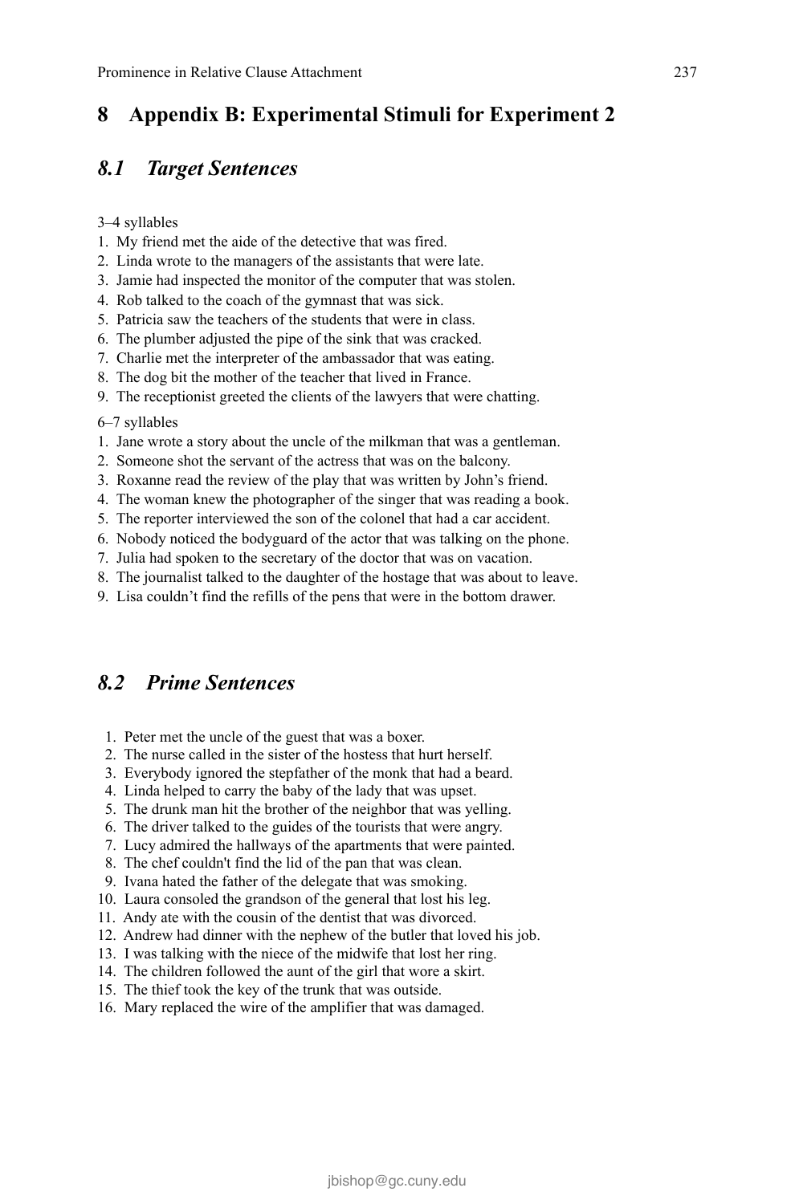# 8 Appendix B: Experimental Stimuli for Experiment 2

## *8.1 Target Sentences*

3–4 syllables

1. My friend met the aide of the detective that was fired.
2. Linda wrote to the managers of the assistants that were late.
3. Jamie had inspected the monitor of the computer that was stolen.
4. Rob talked to the coach of the gymnast that was sick.
5. Patricia saw the teachers of the students that were in class.
6. The plumber adjusted the pipe of the sink that was cracked.
7. Charlie met the interpreter of the ambassador that was eating.
8. The dog bit the mother of the teacher that lived in France.
9. The receptionist greeted the clients of the lawyers that were chatting.

6–7 syllables

1. Jane wrote a story about the uncle of the milkman that was a gentleman.
2. Someone shot the servant of the actress that was on the balcony.
3. Roxanne read the review of the play that was written by John's friend.
4. The woman knew the photographer of the singer that was reading a book.
5. The reporter interviewed the son of the colonel that had a car accident.
6. Nobody noticed the bodyguard of the actor that was talking on the phone.
7. Julia had spoken to the secretary of the doctor that was on vacation.
8. The journalist talked to the daughter of the hostage that was about to leave.
9. Lisa couldn't find the refills of the pens that were in the bottom drawer.

## *8.2 Prime Sentences*

1. Peter met the uncle of the guest that was a boxer.
2. The nurse called in the sister of the hostess that hurt herself.
3. Everybody ignored the stepfather of the monk that had a beard.
4. Linda helped to carry the baby of the lady that was upset.
5. The drunk man hit the brother of the neighbor that was yelling.
6. The driver talked to the guides of the tourists that were angry.
7. Lucy admired the hallways of the apartments that were painted.
8. The chef couldn't find the lid of the pan that was clean.
9. Ivana hated the father of the delegate that was smoking.
10. Laura consoled the grandson of the general that lost his leg.
11. Andy ate with the cousin of the dentist that was divorced.
12. Andrew had dinner with the nephew of the butler that loved his job.
13. I was talking with the niece of the midwife that lost her ring.
14. The children followed the aunt of the girl that wore a skirt.
15. The thief took the key of the trunk that was outside.
16. Mary replaced the wire of the amplifier that was damaged.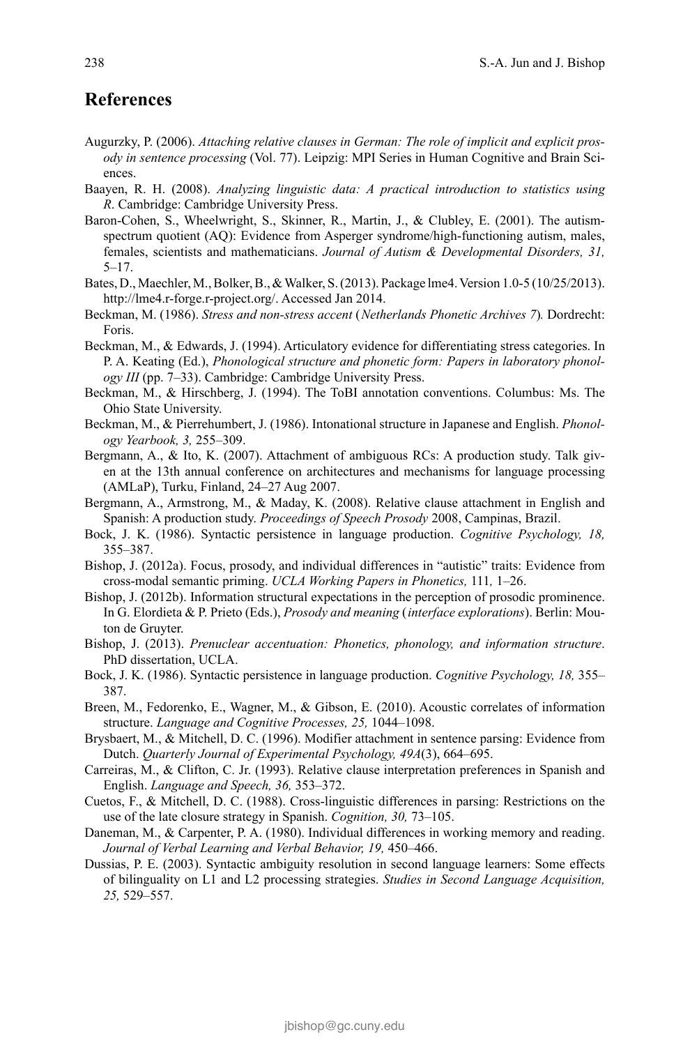## References

Augurzky, P. (2006). *Attaching relative clauses in German: The role of implicit and explicit prosody in sentence processing* (Vol. 77). Leipzig: MPI Series in Human Cognitive and Brain Sciences.

Baayen, R. H. (2008). *Analyzing linguistic data: A practical introduction to statistics using R*. Cambridge: Cambridge University Press.

Baron-Cohen, S., Wheelwright, S., Skinner, R., Martin, J., & Clubley, E. (2001). The autism-spectrum quotient (AQ): Evidence from Asperger syndrome/high-functioning autism, males, females, scientists and mathematicians. *Journal of Autism & Developmental Disorders, 31,* 5–17.

Bates, D., Maechler, M., Bolker, B., & Walker, S. (2013). Package lme4. Version 1.0-5 (10/25/2013). http://lme4.r-forge.r-project.org/. Accessed Jan 2014.

Beckman, M. (1986). *Stress and non-stress accent* (*Netherlands Phonetic Archives 7*)*.* Dordrecht: Foris.

Beckman, M., & Edwards, J. (1994). Articulatory evidence for differentiating stress categories. In P. A. Keating (Ed.), *Phonological structure and phonetic form: Papers in laboratory phonology III* (pp. 7–33). Cambridge: Cambridge University Press.

Beckman, M., & Hirschberg, J. (1994). The ToBI annotation conventions. Columbus: Ms. The Ohio State University.

Beckman, M., & Pierrehumbert, J. (1986). Intonational structure in Japanese and English. *Phonology Yearbook, 3,* 255–309.

Bergmann, A., & Ito, K. (2007). Attachment of ambiguous RCs: A production study. Talk given at the 13th annual conference on architectures and mechanisms for language processing (AMLaP), Turku, Finland, 24–27 Aug 2007.

Bergmann, A., Armstrong, M., & Maday, K. (2008). Relative clause attachment in English and Spanish: A production study. *Proceedings of Speech Prosody* 2008, Campinas, Brazil.

Bock, J. K. (1986). Syntactic persistence in language production. *Cognitive Psychology, 18,* 355–387.

Bishop, J. (2012a). Focus, prosody, and individual differences in "autistic" traits: Evidence from cross-modal semantic priming. *UCLA Working Papers in Phonetics,* 111*,* 1–26.

Bishop, J. (2012b). Information structural expectations in the perception of prosodic prominence. In G. Elordieta & P. Prieto (Eds.), *Prosody and meaning* (*interface explorations*). Berlin: Mouton de Gruyter.

Bishop, J. (2013). *Prenuclear accentuation: Phonetics, phonology, and information structure*. PhD dissertation, UCLA.

Bock, J. K. (1986). Syntactic persistence in language production. *Cognitive Psychology, 18,* 355–387.

Breen, M., Fedorenko, E., Wagner, M., & Gibson, E. (2010). Acoustic correlates of information structure. *Language and Cognitive Processes, 25,* 1044–1098.

Brysbaert, M., & Mitchell, D. C. (1996). Modifier attachment in sentence parsing: Evidence from Dutch. *Quarterly Journal of Experimental Psychology, 49A*(3), 664–695.

Carreiras, M., & Clifton, C. Jr. (1993). Relative clause interpretation preferences in Spanish and English. *Language and Speech, 36,* 353–372.

Cuetos, F., & Mitchell, D. C. (1988). Cross-linguistic differences in parsing: Restrictions on the use of the late closure strategy in Spanish. *Cognition, 30,* 73–105.

Daneman, M., & Carpenter, P. A. (1980). Individual differences in working memory and reading. *Journal of Verbal Learning and Verbal Behavior, 19,* 450–466.

Dussias, P. E. (2003). Syntactic ambiguity resolution in second language learners: Some effects of bilinguality on L1 and L2 processing strategies. *Studies in Second Language Acquisition, 25,* 529–557.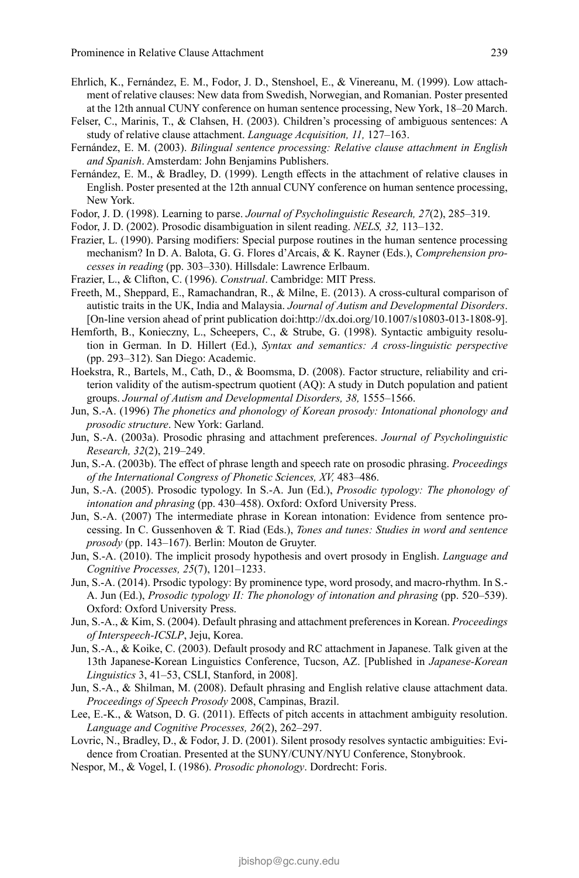Ehrlich, K., Fernández, E. M., Fodor, J. D., Stenshoel, E., & Vinereanu, M. (1999). Low attachment of relative clauses: New data from Swedish, Norwegian, and Romanian. Poster presented at the 12th annual CUNY conference on human sentence processing, New York, 18–20 March.

Felser, C., Marinis, T., & Clahsen, H. (2003). Children's processing of ambiguous sentences: A study of relative clause attachment. *Language Acquisition, 11,* 127–163.

Fernández, E. M. (2003). *Bilingual sentence processing: Relative clause attachment in English and Spanish*. Amsterdam: John Benjamins Publishers.

Fernández, E. M., & Bradley, D. (1999). Length effects in the attachment of relative clauses in English. Poster presented at the 12th annual CUNY conference on human sentence processing, New York.

Fodor, J. D. (1998). Learning to parse. *Journal of Psycholinguistic Research, 27*(2), 285–319.

Fodor, J. D. (2002). Prosodic disambiguation in silent reading. *NELS, 32,* 113–132.

Frazier, L. (1990). Parsing modifiers: Special purpose routines in the human sentence processing mechanism? In D. A. Balota, G. G. Flores d'Arcais, & K. Rayner (Eds.), *Comprehension processes in reading* (pp. 303–330). Hillsdale: Lawrence Erlbaum.

Frazier, L., & Clifton, C. (1996). *Construal*. Cambridge: MIT Press.

Freeth, M., Sheppard, E., Ramachandran, R., & Milne, E. (2013). A cross-cultural comparison of autistic traits in the UK, India and Malaysia. *Journal of Autism and Developmental Disorders*. [On-line version ahead of print publication doi:http://dx.doi.org/10.1007/s10803-013-1808-9].

Hemforth, B., Konieczny, L., Scheepers, C., & Strube, G. (1998). Syntactic ambiguity resolution in German. In D. Hillert (Ed.), *Syntax and semantics: A cross-linguistic perspective* (pp. 293–312). San Diego: Academic.

Hoekstra, R., Bartels, M., Cath, D., & Boomsma, D. (2008). Factor structure, reliability and criterion validity of the autism-spectrum quotient (AQ): A study in Dutch population and patient groups. *Journal of Autism and Developmental Disorders, 38,* 1555–1566.

Jun, S.-A. (1996) *The phonetics and phonology of Korean prosody: Intonational phonology and prosodic structure*. New York: Garland.

Jun, S.-A. (2003a). Prosodic phrasing and attachment preferences. *Journal of Psycholinguistic Research, 32*(2), 219–249.

Jun, S.-A. (2003b). The effect of phrase length and speech rate on prosodic phrasing. *Proceedings of the International Congress of Phonetic Sciences, XV,* 483–486.

Jun, S.-A. (2005). Prosodic typology. In S.-A. Jun (Ed.), *Prosodic typology: The phonology of intonation and phrasing* (pp. 430–458). Oxford: Oxford University Press.

Jun, S.-A. (2007) The intermediate phrase in Korean intonation: Evidence from sentence processing. In C. Gussenhoven & T. Riad (Eds.), *Tones and tunes: Studies in word and sentence prosody* (pp. 143–167). Berlin: Mouton de Gruyter.

Jun, S.-A. (2010). The implicit prosody hypothesis and overt prosody in English. *Language and Cognitive Processes, 25*(7), 1201–1233.

Jun, S.-A. (2014). Prsodic typology: By prominence type, word prosody, and macro-rhythm. In S.-A. Jun (Ed.), *Prosodic typology II: The phonology of intonation and phrasing* (pp. 520–539). Oxford: Oxford University Press.

Jun, S.-A., & Kim, S. (2004). Default phrasing and attachment preferences in Korean. *Proceedings of Interspeech-ICSLP*, Jeju, Korea.

Jun, S.-A., & Koike, C. (2003). Default prosody and RC attachment in Japanese. Talk given at the 13th Japanese-Korean Linguistics Conference, Tucson, AZ. [Published in *Japanese-Korean Linguistics* 3, 41–53, CSLI, Stanford, in 2008].

Jun, S.-A., & Shilman, M. (2008). Default phrasing and English relative clause attachment data. *Proceedings of Speech Prosody* 2008, Campinas, Brazil.

Lee, E.-K., & Watson, D. G. (2011). Effects of pitch accents in attachment ambiguity resolution. *Language and Cognitive Processes, 26*(2), 262–297.

Lovric, N., Bradley, D., & Fodor, J. D. (2001). Silent prosody resolves syntactic ambiguities: Evidence from Croatian. Presented at the SUNY/CUNY/NYU Conference, Stonybrook.

Nespor, M., & Vogel, I. (1986). *Prosodic phonology*. Dordrecht: Foris.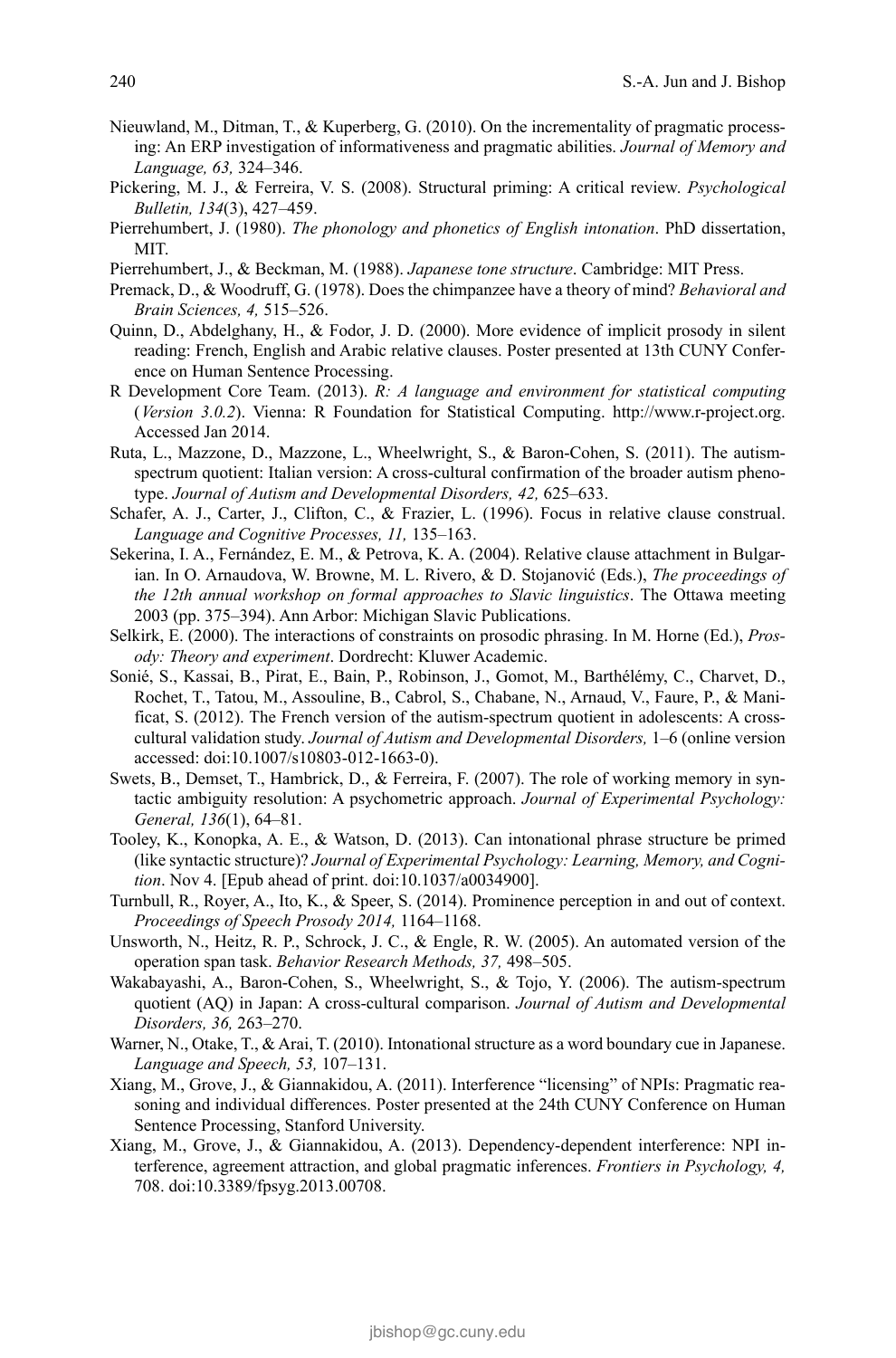Nieuwland, M., Ditman, T., & Kuperberg, G. (2010). On the incrementality of pragmatic processing: An ERP investigation of informativeness and pragmatic abilities. *Journal of Memory and Language, 63,* 324–346.

Pickering, M. J., & Ferreira, V. S. (2008). Structural priming: A critical review. *Psychological Bulletin, 134*(3), 427–459.

Pierrehumbert, J. (1980). *The phonology and phonetics of English intonation*. PhD dissertation, MIT.

Pierrehumbert, J., & Beckman, M. (1988). *Japanese tone structure*. Cambridge: MIT Press.

Premack, D., & Woodruff, G. (1978). Does the chimpanzee have a theory of mind? *Behavioral and Brain Sciences, 4,* 515–526.

Quinn, D., Abdelghany, H., & Fodor, J. D. (2000). More evidence of implicit prosody in silent reading: French, English and Arabic relative clauses. Poster presented at 13th CUNY Conference on Human Sentence Processing.

R Development Core Team. (2013). *R: A language and environment for statistical computing* (*Version 3.0.2*). Vienna: R Foundation for Statistical Computing. http://www.r-project.org. Accessed Jan 2014.

Ruta, L., Mazzone, D., Mazzone, L., Wheelwright, S., & Baron-Cohen, S. (2011). The autism-spectrum quotient: Italian version: A cross-cultural confirmation of the broader autism phenotype. *Journal of Autism and Developmental Disorders, 42,* 625–633.

Schafer, A. J., Carter, J., Clifton, C., & Frazier, L. (1996). Focus in relative clause construal. *Language and Cognitive Processes, 11,* 135–163.

Sekerina, I. A., Fernández, E. M., & Petrova, K. A. (2004). Relative clause attachment in Bulgarian. In O. Arnaudova, W. Browne, M. L. Rivero, & D. Stojanović (Eds.), *The proceedings of the 12th annual workshop on formal approaches to Slavic linguistics*. The Ottawa meeting 2003 (pp. 375–394). Ann Arbor: Michigan Slavic Publications.

Selkirk, E. (2000). The interactions of constraints on prosodic phrasing. In M. Horne (Ed.), *Prosody: Theory and experiment*. Dordrecht: Kluwer Academic.

Sonié, S., Kassai, B., Pirat, E., Bain, P., Robinson, J., Gomot, M., Barthélémy, C., Charvet, D., Rochet, T., Tatou, M., Assouline, B., Cabrol, S., Chabane, N., Arnaud, V., Faure, P., & Manificat, S. (2012). The French version of the autism-spectrum quotient in adolescents: A cross-cultural validation study. *Journal of Autism and Developmental Disorders,* 1–6 (online version accessed: doi:10.1007/s10803-012-1663-0).

Swets, B., Demset, T., Hambrick, D., & Ferreira, F. (2007). The role of working memory in syntactic ambiguity resolution: A psychometric approach. *Journal of Experimental Psychology: General, 136*(1), 64–81.

Tooley, K., Konopka, A. E., & Watson, D. (2013). Can intonational phrase structure be primed (like syntactic structure)? *Journal of Experimental Psychology: Learning, Memory, and Cognition*. Nov 4. [Epub ahead of print. doi:10.1037/a0034900].

Turnbull, R., Royer, A., Ito, K., & Speer, S. (2014). Prominence perception in and out of context. *Proceedings of Speech Prosody 2014,* 1164–1168.

Unsworth, N., Heitz, R. P., Schrock, J. C., & Engle, R. W. (2005). An automated version of the operation span task. *Behavior Research Methods, 37,* 498–505.

Wakabayashi, A., Baron-Cohen, S., Wheelwright, S., & Tojo, Y. (2006). The autism-spectrum quotient (AQ) in Japan: A cross-cultural comparison. *Journal of Autism and Developmental Disorders, 36,* 263–270.

Warner, N., Otake, T., & Arai, T. (2010). Intonational structure as a word boundary cue in Japanese. *Language and Speech, 53,* 107–131.

Xiang, M., Grove, J., & Giannakidou, A. (2011). Interference "licensing" of NPIs: Pragmatic reasoning and individual differences. Poster presented at the 24th CUNY Conference on Human Sentence Processing, Stanford University.

Xiang, M., Grove, J., & Giannakidou, A. (2013). Dependency-dependent interference: NPI interference, agreement attraction, and global pragmatic inferences. *Frontiers in Psychology, 4,* 708. doi:10.3389/fpsyg.2013.00708.